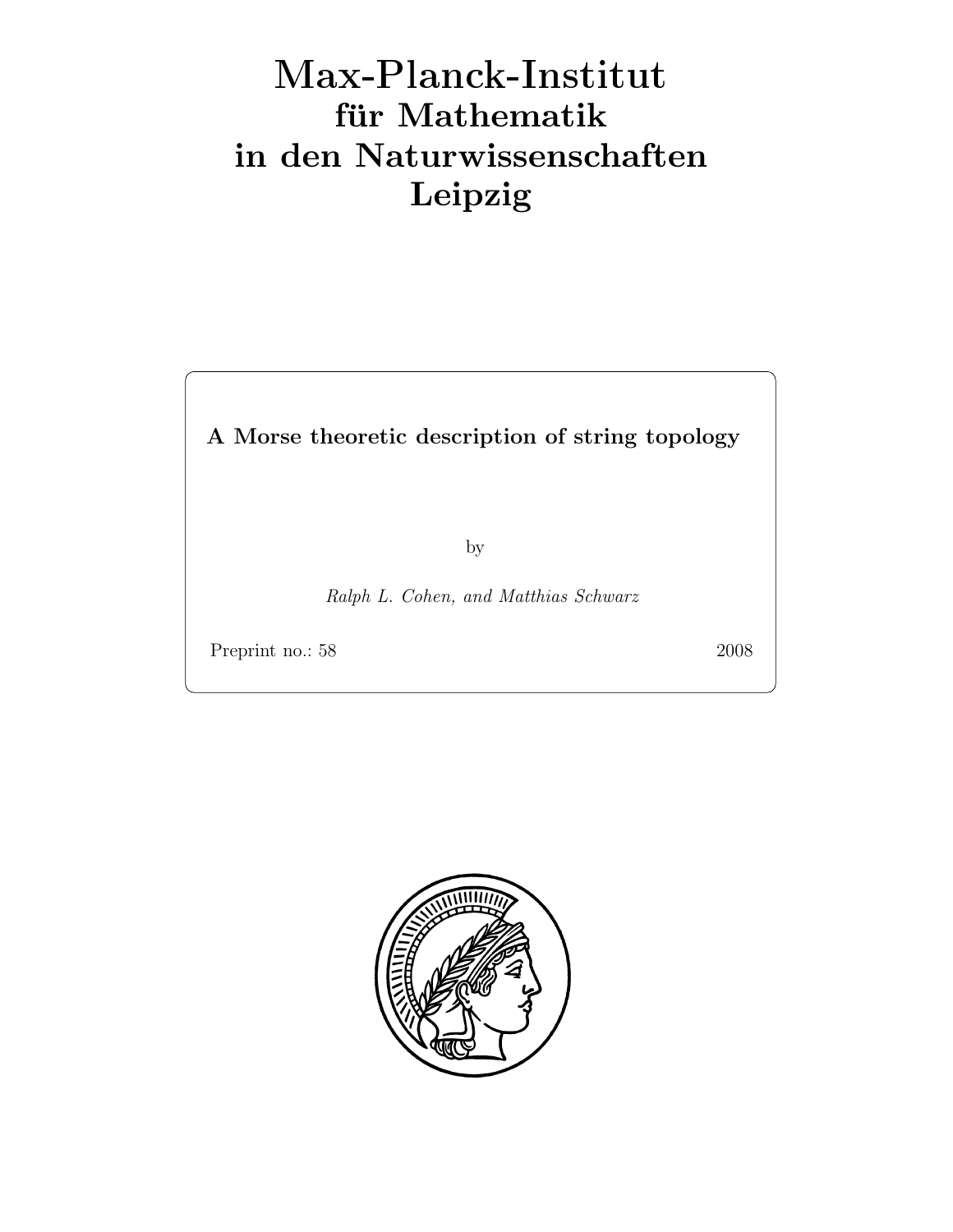# Max-Planck-Institut für Mathematik in den Naturwissenschaften Leipzig

**A Morse theoretic description of string topology**

by

*Ralph L. Cohen, and Matthias Schwarz*

Preprint no.: 58 2008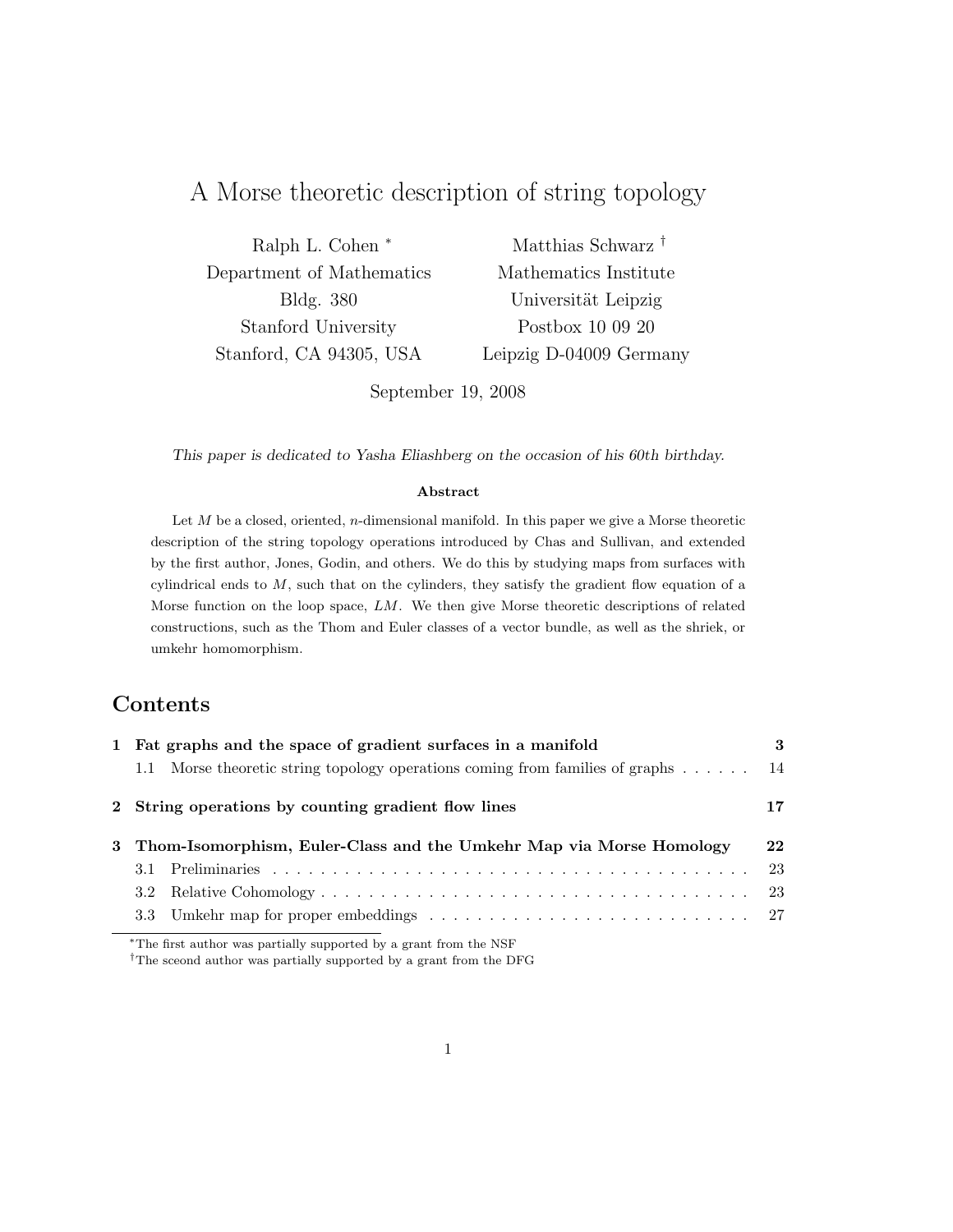# A Morse theoretic description of string topology

Ralph L. Cohen [*]
Department of Mathematics
Bldg. 380
Stanford University
Stanford, CA 94305, USA

Matthias Schwarz [†]
Mathematics Institute
Universität Leipzig
Postbox 10 09 20
Leipzig D-04009 Germany

September 19, 2008

*This paper is dedicated to Yasha Eliashberg on the occasion of his 60th birthday.*

**Abstract**

Let $M$ be a closed, oriented, $n$-dimensional manifold. In this paper we give a Morse theoretic description of the string topology operations introduced by Chas and Sullivan, and extended by the first author, Jones, Godin, and others. We do this by studying maps from surfaces with cylindrical ends to $M$, such that on the cylinders, they satisfy the gradient flow equation of a Morse function on the loop space, $LM$. We then give Morse theoretic descriptions of related constructions, such as the Thom and Euler classes of a vector bundle, as well as the shriek, or umkehr homomorphism.

## Contents

- **1 Fat graphs and the space of gradient surfaces in a manifold** — **3**
  - 1.1 Morse theoretic string topology operations coming from families of graphs — 14
- **2 String operations by counting gradient flow lines** — **17**
- **3 Thom-Isomorphism, Euler-Class and the Umkehr Map via Morse Homology** — **22**
  - 3.1 Preliminaries — 23
  - 3.2 Relative Cohomology — 23
  - 3.3 Umkehr map for proper embeddings — 27

[*] The first author was partially supported by a grant from the NSF

[†] The sceond author was partially supported by a grant from the DFG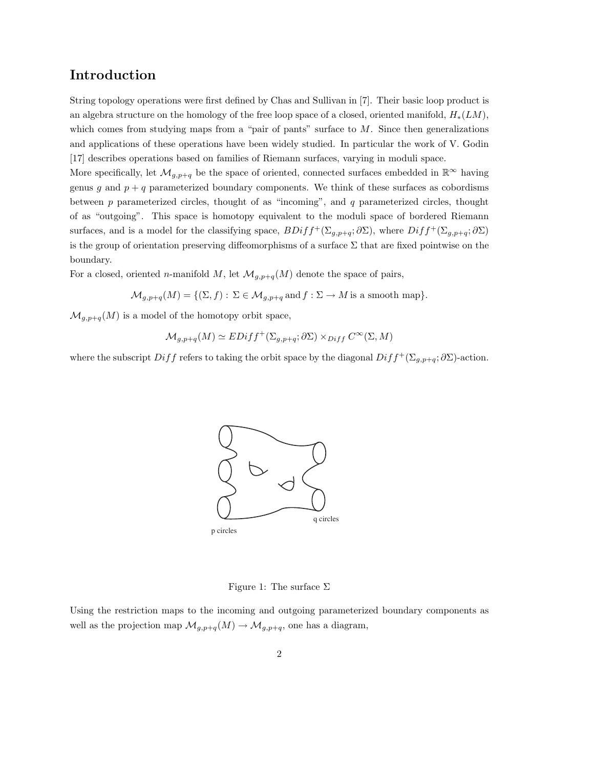# Introduction

String topology operations were first defined by Chas and Sullivan in [7]. Their basic loop product is an algebra structure on the homology of the free loop space of a closed, oriented manifold, $H_*(LM)$, which comes from studying maps from a "pair of pants" surface to $M$. Since then generalizations and applications of these operations have been widely studied. In particular the work of V. Godin [17] describes operations based on families of Riemann surfaces, varying in moduli space.

More specifically, let $\mathcal{M}_{g,p+q}$ be the space of oriented, connected surfaces embedded in $\mathbb{R}^\infty$ having genus $g$ and $p+q$ parameterized boundary components. We think of these surfaces as cobordisms between $p$ parameterized circles, thought of as "incoming", and $q$ parameterized circles, thought of as "outgoing". This space is homotopy equivalent to the moduli space of bordered Riemann surfaces, and is a model for the classifying space, $BDiff^+(\Sigma_{g,p+q};\partial\Sigma)$, where $Diff^+(\Sigma_{g,p+q};\partial\Sigma)$ is the group of orientation preserving diffeomorphisms of a surface $\Sigma$ that are fixed pointwise on the boundary.

For a closed, oriented $n$-manifold $M$, let $\mathcal{M}_{g,p+q}(M)$ denote the space of pairs,

$$\mathcal{M}_{g,p+q}(M) = \{(\Sigma, f) : \Sigma \in \mathcal{M}_{g,p+q} \text{ and } f : \Sigma \to M \text{ is a smooth map}\}.$$

$\mathcal{M}_{g,p+q}(M)$ is a model of the homotopy orbit space,

$$\mathcal{M}_{g,p+q}(M) \simeq EDiff^+(\Sigma_{g,p+q};\partial\Sigma) \times_{Diff} C^\infty(\Sigma, M)$$

where the subscript $Diff$ refers to taking the orbit space by the diagonal $Diff^+(\Sigma_{g,p+q};\partial\Sigma)$-action.

p circles

q circles

Figure 1: The surface $\Sigma$

Using the restriction maps to the incoming and outgoing parameterized boundary components as well as the projection map $\mathcal{M}_{g,p+q}(M) \to \mathcal{M}_{g,p+q}$, one has a diagram,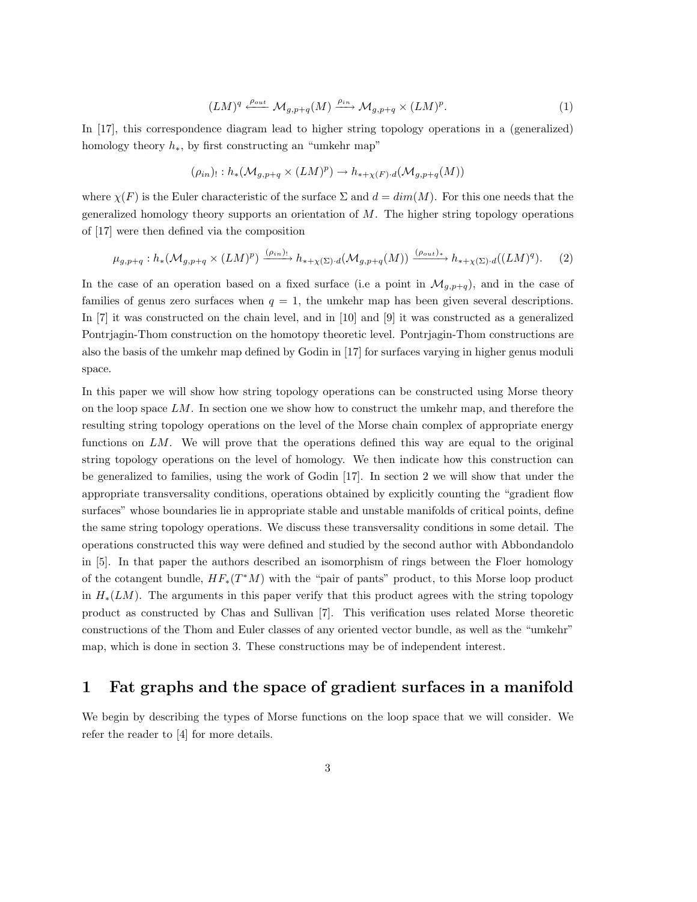$$(LM)^q \xleftarrow{\rho_{out}} \mathcal{M}_{g,p+q}(M) \xrightarrow{\rho_{in}} \mathcal{M}_{g,p+q} \times (LM)^p. \tag{1}$$

In [17], this correspondence diagram lead to higher string topology operations in a (generalized) homology theory $h_*$, by first constructing an "umkehr map"

$$(\rho_{in})_! : h_*(\mathcal{M}_{g,p+q} \times (LM)^p) \to h_{*+\chi(F)\cdot d}(\mathcal{M}_{g,p+q}(M))$$

where $\chi(F)$ is the Euler characteristic of the surface $\Sigma$ and $d = dim(M)$. For this one needs that the generalized homology theory supports an orientation of $M$. The higher string topology operations of [17] were then defined via the composition

$$\mu_{g,p+q} : h_*(\mathcal{M}_{g,p+q} \times (LM)^p) \xrightarrow{(\rho_{in})_!} h_{*+\chi(\Sigma)\cdot d}(\mathcal{M}_{g,p+q}(M)) \xrightarrow{(\rho_{out})_*} h_{*+\chi(\Sigma)\cdot d}((LM)^q). \tag{2}$$

In the case of an operation based on a fixed surface (i.e a point in $\mathcal{M}_{g,p+q}$), and in the case of families of genus zero surfaces when $q = 1$, the umkehr map has been given several descriptions. In [7] it was constructed on the chain level, and in [10] and [9] it was constructed as a generalized Pontrjagin-Thom construction on the homotopy theoretic level. Pontrjagin-Thom constructions are also the basis of the umkehr map defined by Godin in [17] for surfaces varying in higher genus moduli space.

In this paper we will show how string topology operations can be constructed using Morse theory on the loop space $LM$. In section one we show how to construct the umkehr map, and therefore the resulting string topology operations on the level of the Morse chain complex of appropriate energy functions on $LM$. We will prove that the operations defined this way are equal to the original string topology operations on the level of homology. We then indicate how this construction can be generalized to families, using the work of Godin [17]. In section 2 we will show that under the appropriate transversality conditions, operations obtained by explicitly counting the "gradient flow surfaces" whose boundaries lie in appropriate stable and unstable manifolds of critical points, define the same string topology operations. We discuss these transversality conditions in some detail. The operations constructed this way were defined and studied by the second author with Abbondandolo in [5]. In that paper the authors described an isomorphism of rings between the Floer homology of the cotangent bundle, $HF_*(T^*M)$ with the "pair of pants" product, to this Morse loop product in $H_*(LM)$. The arguments in this paper verify that this product agrees with the string topology product as constructed by Chas and Sullivan [7]. This verification uses related Morse theoretic constructions of the Thom and Euler classes of any oriented vector bundle, as well as the "umkehr" map, which is done in section 3. These constructions may be of independent interest.

# 1 Fat graphs and the space of gradient surfaces in a manifold

We begin by describing the types of Morse functions on the loop space that we will consider. We refer the reader to [4] for more details.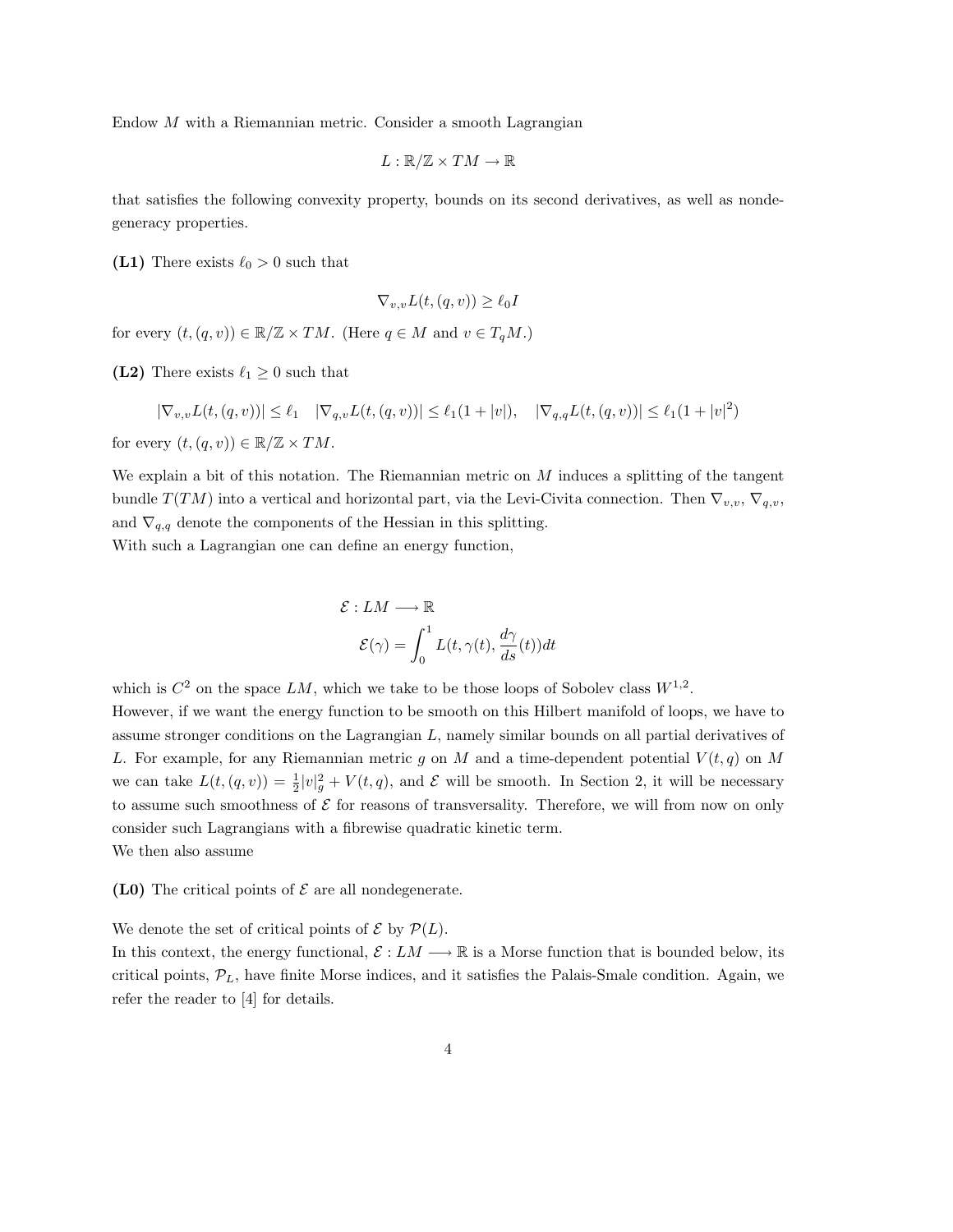Endow $M$ with a Riemannian metric. Consider a smooth Lagrangian

$$L : \mathbb{R}/\mathbb{Z} \times TM \to \mathbb{R}$$

that satisfies the following convexity property, bounds on its second derivatives, as well as nondegeneracy properties.

**(L1)** There exists $\ell_0 > 0$ such that

$$\nabla_{v,v} L(t,(q,v)) \geq \ell_0 I$$

for every $(t,(q,v)) \in \mathbb{R}/\mathbb{Z} \times TM$. (Here $q \in M$ and $v \in T_qM$.)

**(L2)** There exists $\ell_1 \geq 0$ such that

$$|\nabla_{v,v} L(t,(q,v))| \leq \ell_1 \quad |\nabla_{q,v} L(t,(q,v))| \leq \ell_1(1+|v|), \quad |\nabla_{q,q} L(t,(q,v))| \leq \ell_1(1+|v|^2)$$

for every $(t,(q,v)) \in \mathbb{R}/\mathbb{Z} \times TM$.

We explain a bit of this notation. The Riemannian metric on $M$ induces a splitting of the tangent bundle $T(TM)$ into a vertical and horizontal part, via the Levi-Civita connection. Then $\nabla_{v,v}$, $\nabla_{q,v}$, and $\nabla_{q,q}$ denote the components of the Hessian in this splitting.
With such a Lagrangian one can define an energy function,

$$\mathcal{E} : LM \longrightarrow \mathbb{R}$$
$$\mathcal{E}(\gamma) = \int_0^1 L(t, \gamma(t), \frac{d\gamma}{ds}(t))dt$$

which is $C^2$ on the space $LM$, which we take to be those loops of Sobolev class $W^{1,2}$.
However, if we want the energy function to be smooth on this Hilbert manifold of loops, we have to assume stronger conditions on the Lagrangian $L$, namely similar bounds on all partial derivatives of $L$. For example, for any Riemannian metric $g$ on $M$ and a time-dependent potential $V(t,q)$ on $M$ we can take $L(t,(q,v)) = \frac{1}{2}|v|_g^2 + V(t,q)$, and $\mathcal{E}$ will be smooth. In Section 2, it will be necessary to assume such smoothness of $\mathcal{E}$ for reasons of transversality. Therefore, we will from now on only consider such Lagrangians with a fibrewise quadratic kinetic term.
We then also assume

**(L0)** The critical points of $\mathcal{E}$ are all nondegenerate.

We denote the set of critical points of $\mathcal{E}$ by $\mathcal{P}(L)$.
In this context, the energy functional, $\mathcal{E} : LM \longrightarrow \mathbb{R}$ is a Morse function that is bounded below, its critical points, $\mathcal{P}_L$, have finite Morse indices, and it satisfies the Palais-Smale condition. Again, we refer the reader to [4] for details.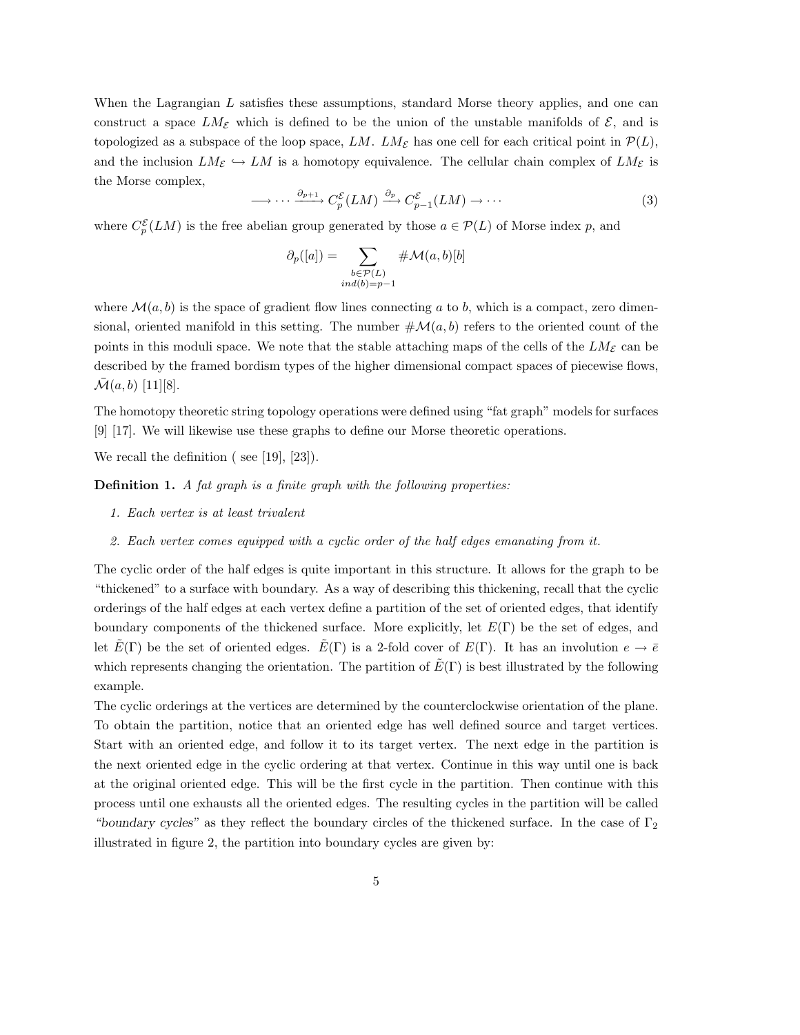When the Lagrangian $L$ satisfies these assumptions, standard Morse theory applies, and one can construct a space $LM_{\mathcal{E}}$ which is defined to be the union of the unstable manifolds of $\mathcal{E}$, and is topologized as a subspace of the loop space, $LM$. $LM_{\mathcal{E}}$ has one cell for each critical point in $\mathcal{P}(L)$, and the inclusion $LM_{\mathcal{E}} \hookrightarrow LM$ is a homotopy equivalence. The cellular chain complex of $LM_{\mathcal{E}}$ is the Morse complex,

$$\longrightarrow \cdots \xrightarrow{\partial_{p+1}} C_p^{\mathcal{E}}(LM) \xrightarrow{\partial_p} C_{p-1}^{\mathcal{E}}(LM) \to \cdots \tag{3}$$

where $C_p^{\mathcal{E}}(LM)$ is the free abelian group generated by those $a \in \mathcal{P}(L)$ of Morse index $p$, and

$$\partial_p([a]) = \sum_{\substack{b \in \mathcal{P}(L) \\ ind(b) = p-1}} \#\mathcal{M}(a,b)[b]$$

where $\mathcal{M}(a,b)$ is the space of gradient flow lines connecting $a$ to $b$, which is a compact, zero dimensional, oriented manifold in this setting. The number $\#\mathcal{M}(a,b)$ refers to the oriented count of the points in this moduli space. We note that the stable attaching maps of the cells of the $LM_{\mathcal{E}}$ can be described by the framed bordism types of the higher dimensional compact spaces of piecewise flows, $\bar{\mathcal{M}}(a,b)$ [11][8].

The homotopy theoretic string topology operations were defined using "fat graph" models for surfaces [9] [17]. We will likewise use these graphs to define our Morse theoretic operations.

We recall the definition ( see [19], [23]).

**Definition 1.** *A fat graph is a finite graph with the following properties:*

1. *Each vertex is at least trivalent*
2. *Each vertex comes equipped with a cyclic order of the half edges emanating from it.*

The cyclic order of the half edges is quite important in this structure. It allows for the graph to be "thickened" to a surface with boundary. As a way of describing this thickening, recall that the cyclic orderings of the half edges at each vertex define a partition of the set of oriented edges, that identify boundary components of the thickened surface. More explicitly, let $E(\Gamma)$ be the set of edges, and let $\tilde{E}(\Gamma)$ be the set of oriented edges. $\tilde{E}(\Gamma)$ is a 2-fold cover of $E(\Gamma)$. It has an involution $e \to \bar{e}$ which represents changing the orientation. The partition of $\tilde{E}(\Gamma)$ is best illustrated by the following example.

The cyclic orderings at the vertices are determined by the counterclockwise orientation of the plane. To obtain the partition, notice that an oriented edge has well defined source and target vertices. Start with an oriented edge, and follow it to its target vertex. The next edge in the partition is the next oriented edge in the cyclic ordering at that vertex. Continue in this way until one is back at the original oriented edge. This will be the first cycle in the partition. Then continue with this process until one exhausts all the oriented edges. The resulting cycles in the partition will be called *"boundary cycles"* as they reflect the boundary circles of the thickened surface. In the case of $\Gamma_2$ illustrated in figure 2, the partition into boundary cycles are given by: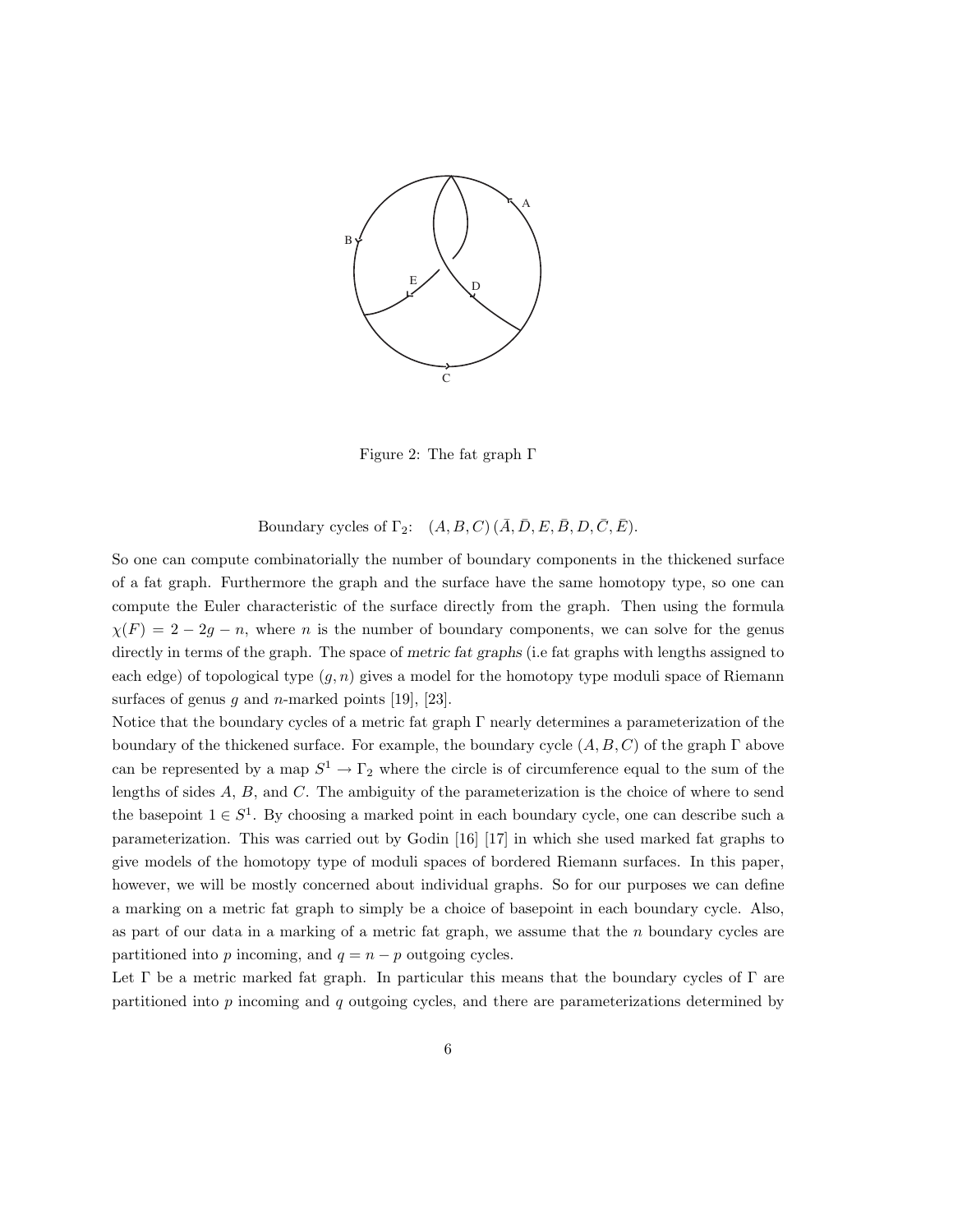Figure 2: The fat graph $\Gamma$

$$\text{Boundary cycles of } \Gamma_2: \quad (A, B, C)\,(\bar{A}, \bar{D}, E, \bar{B}, D, \bar{C}, \bar{E}).$$

So one can compute combinatorially the number of boundary components in the thickened surface of a fat graph. Furthermore the graph and the surface have the same homotopy type, so one can compute the Euler characteristic of the surface directly from the graph. Then using the formula $\chi(F) = 2 - 2g - n$, where $n$ is the number of boundary components, we can solve for the genus directly in terms of the graph. The space of *metric fat graphs* (i.e fat graphs with lengths assigned to each edge) of topological type $(g, n)$ gives a model for the homotopy type moduli space of Riemann surfaces of genus $g$ and $n$-marked points [19], [23].

Notice that the boundary cycles of a metric fat graph $\Gamma$ nearly determines a parameterization of the boundary of the thickened surface. For example, the boundary cycle $(A, B, C)$ of the graph $\Gamma$ above can be represented by a map $S^1 \to \Gamma_2$ where the circle is of circumference equal to the sum of the lengths of sides $A$, $B$, and $C$. The ambiguity of the parameterization is the choice of where to send the basepoint $1 \in S^1$. By choosing a marked point in each boundary cycle, one can describe such a parameterization. This was carried out by Godin [16] [17] in which she used marked fat graphs to give models of the homotopy type of moduli spaces of bordered Riemann surfaces. In this paper, however, we will be mostly concerned about individual graphs. So for our purposes we can define a marking on a metric fat graph to simply be a choice of basepoint in each boundary cycle. Also, as part of our data in a marking of a metric fat graph, we assume that the $n$ boundary cycles are partitioned into $p$ incoming, and $q = n - p$ outgoing cycles.

Let $\Gamma$ be a metric marked fat graph. In particular this means that the boundary cycles of $\Gamma$ are partitioned into $p$ incoming and $q$ outgoing cycles, and there are parameterizations determined by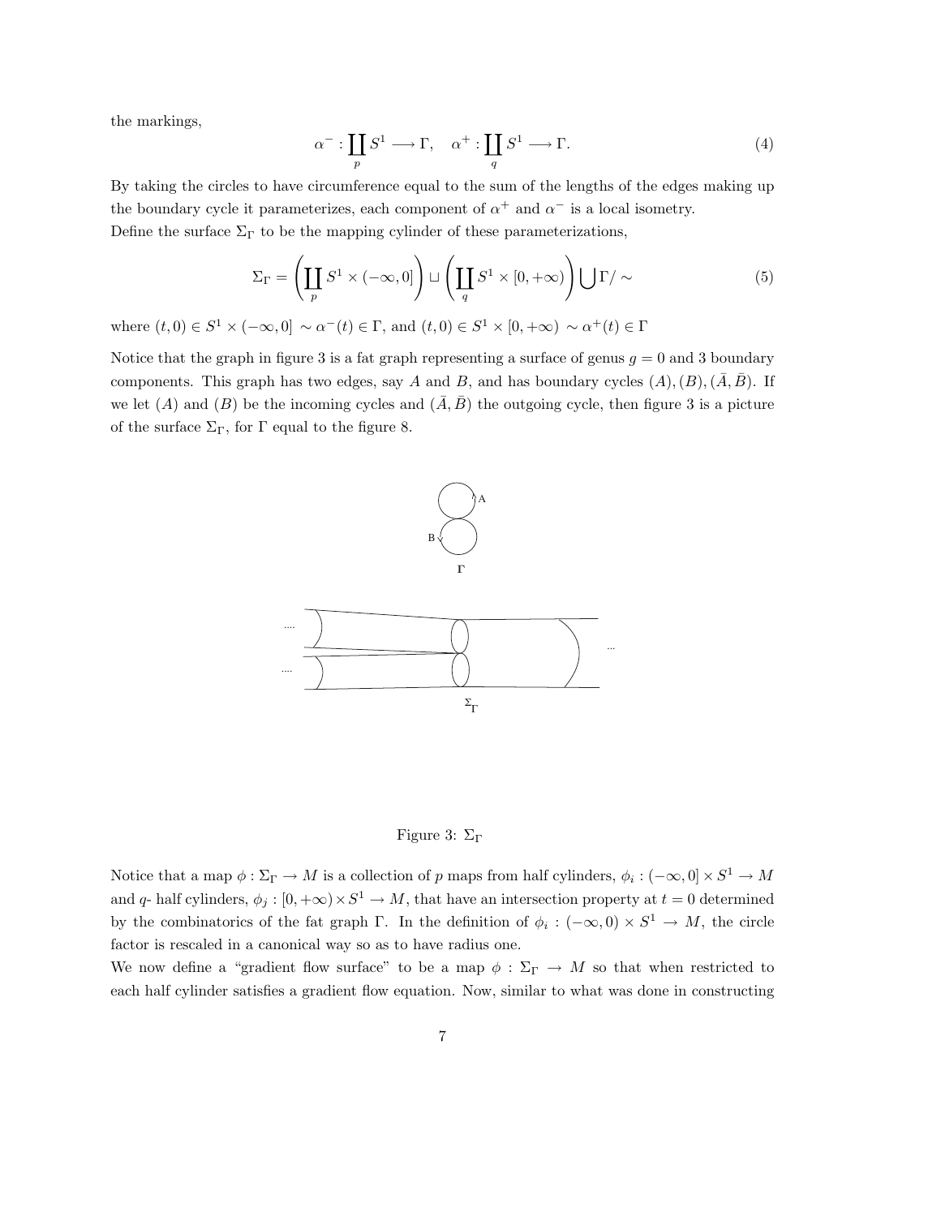the markings,

$$\alpha^- : \coprod_p S^1 \longrightarrow \Gamma, \quad \alpha^+ : \coprod_q S^1 \longrightarrow \Gamma. \tag{4}$$

By taking the circles to have circumference equal to the sum of the lengths of the edges making up the boundary cycle it parameterizes, each component of $\alpha^+$ and $\alpha^-$ is a local isometry.
Define the surface $\Sigma_\Gamma$ to be the mapping cylinder of these parameterizations,

$$\Sigma_\Gamma = \left(\coprod_p S^1 \times (-\infty, 0]\right) \sqcup \left(\coprod_q S^1 \times [0, +\infty)\right) \bigcup \Gamma / \sim \tag{5}$$

where $(t, 0) \in S^1 \times (-\infty, 0] \sim \alpha^-(t) \in \Gamma$, and $(t, 0) \in S^1 \times [0, +\infty) \sim \alpha^+(t) \in \Gamma$

Notice that the graph in figure 3 is a fat graph representing a surface of genus $g = 0$ and 3 boundary components. This graph has two edges, say $A$ and $B$, and has boundary cycles $(A), (B), (\bar{A}, \bar{B})$. If we let $(A)$ and $(B)$ be the incoming cycles and $(\bar{A}, \bar{B})$ the outgoing cycle, then figure 3 is a picture of the surface $\Sigma_\Gamma$, for $\Gamma$ equal to the figure 8.

Figure 3: $\Sigma_\Gamma$

Notice that a map $\phi : \Sigma_\Gamma \to M$ is a collection of $p$ maps from half cylinders, $\phi_i : (-\infty, 0] \times S^1 \to M$ and $q$- half cylinders, $\phi_j : [0, +\infty) \times S^1 \to M$, that have an intersection property at $t = 0$ determined by the combinatorics of the fat graph $\Gamma$. In the definition of $\phi_i : (-\infty, 0) \times S^1 \to M$, the circle factor is rescaled in a canonical way so as to have radius one.
We now define a "gradient flow surface" to be a map $\phi : \Sigma_\Gamma \to M$ so that when restricted to each half cylinder satisfies a gradient flow equation. Now, similar to what was done in constructing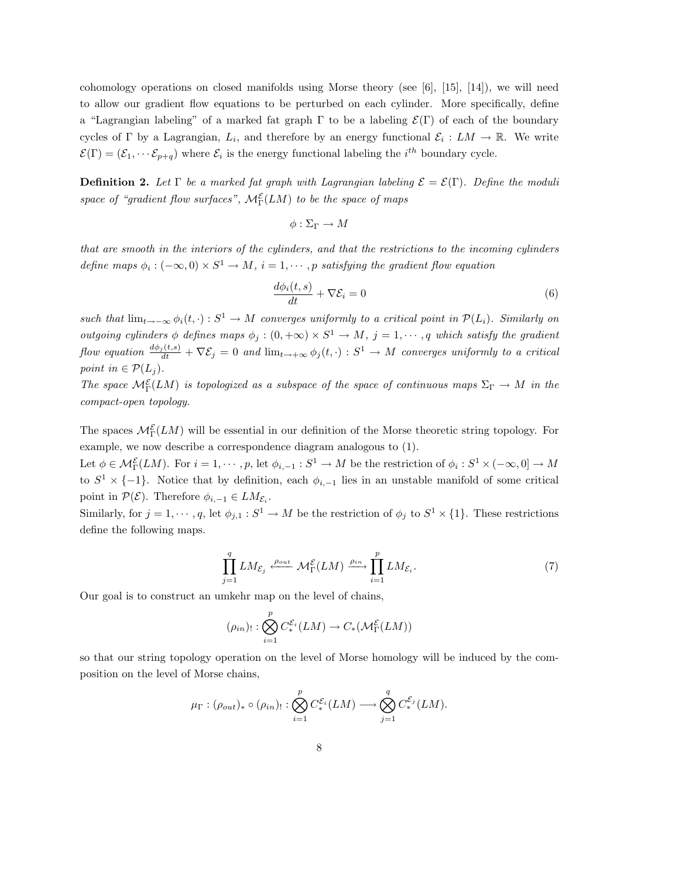cohomology operations on closed manifolds using Morse theory (see [6], [15], [14]), we will need to allow our gradient flow equations to be perturbed on each cylinder. More specifically, define a "Lagrangian labeling" of a marked fat graph $\Gamma$ to be a labeling $\mathcal{E}(\Gamma)$ of each of the boundary cycles of $\Gamma$ by a Lagrangian, $L_i$, and therefore by an energy functional $\mathcal{E}_i : LM \to \mathbb{R}$. We write $\mathcal{E}(\Gamma) = (\mathcal{E}_1, \cdots \mathcal{E}_{p+q})$ where $\mathcal{E}_i$ is the energy functional labeling the $i^{th}$ boundary cycle.

**Definition 2.** *Let $\Gamma$ be a marked fat graph with Lagrangian labeling $\mathcal{E} = \mathcal{E}(\Gamma)$. Define the moduli space of "gradient flow surfaces", $\mathcal{M}^{\mathcal{E}}_\Gamma(LM)$ to be the space of maps*

$$\phi : \Sigma_\Gamma \to M$$

*that are smooth in the interiors of the cylinders, and that the restrictions to the incoming cylinders define maps $\phi_i : (-\infty, 0) \times S^1 \to M$, $i = 1, \cdots, p$ satisfying the gradient flow equation*

$$\frac{d\phi_i(t,s)}{dt} + \nabla \mathcal{E}_i = 0 \tag{6}$$

*such that $\lim_{t\to-\infty} \phi_i(t,\cdot) : S^1 \to M$ converges uniformly to a critical point in $\mathcal{P}(L_i)$. Similarly on outgoing cylinders $\phi$ defines maps $\phi_j : (0, +\infty) \times S^1 \to M$, $j = 1, \cdots, q$ which satisfy the gradient flow equation $\frac{d\phi_j(t,s)}{dt} + \nabla \mathcal{E}_j = 0$ and $\lim_{t\to+\infty} \phi_j(t,\cdot) : S^1 \to M$ converges uniformly to a critical point in $\in \mathcal{P}(L_j)$.*
*The space $\mathcal{M}^{\mathcal{E}}_\Gamma(LM)$ is topologized as a subspace of the space of continuous maps $\Sigma_\Gamma \to M$ in the compact-open topology.*

The spaces $\mathcal{M}^{\mathcal{E}}_\Gamma(LM)$ will be essential in our definition of the Morse theoretic string topology. For example, we now describe a correspondence diagram analogous to (1).
Let $\phi \in \mathcal{M}^{\mathcal{E}}_\Gamma(LM)$. For $i = 1, \cdots, p$, let $\phi_{i,-1} : S^1 \to M$ be the restriction of $\phi_i : S^1 \times (-\infty, 0] \to M$ to $S^1 \times \{-1\}$. Notice that by definition, each $\phi_{i,-1}$ lies in an unstable manifold of some critical point in $\mathcal{P}(\mathcal{E})$. Therefore $\phi_{i,-1} \in LM_{\mathcal{E}_i}$.
Similarly, for $j = 1, \cdots, q$, let $\phi_{j,1} : S^1 \to M$ be the restriction of $\phi_j$ to $S^1 \times \{1\}$. These restrictions define the following maps.

$$\prod_{j=1}^{q} LM_{\mathcal{E}_j} \xleftarrow{\rho_{out}} \mathcal{M}^{\mathcal{E}}_\Gamma(LM) \xrightarrow{\rho_{in}} \prod_{i=1}^{p} LM_{\mathcal{E}_i}. \tag{7}$$

Our goal is to construct an umkehr map on the level of chains,

$$(\rho_{in})_! : \bigotimes_{i=1}^{p} C^{\mathcal{E}_i}_*(LM) \to C_*(\mathcal{M}^{\mathcal{E}}_\Gamma(LM))$$

so that our string topology operation on the level of Morse homology will be induced by the composition on the level of Morse chains,

$$\mu_\Gamma : (\rho_{out})_* \circ (\rho_{in})_! : \bigotimes_{i=1}^{p} C^{\mathcal{E}_i}_*(LM) \longrightarrow \bigotimes_{j=1}^{q} C^{\mathcal{E}_j}_*(LM).$$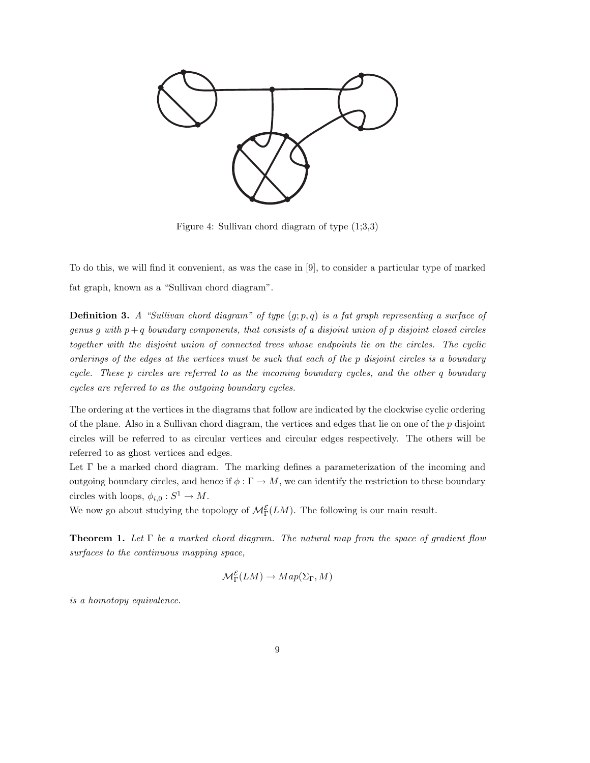Figure 4: Sullivan chord diagram of type (1;3,3)

To do this, we will find it convenient, as was the case in [9], to consider a particular type of marked fat graph, known as a "Sullivan chord diagram".

**Definition 3.** *A "Sullivan chord diagram" of type $(g; p, q)$ is a fat graph representing a surface of genus $g$ with $p+q$ boundary components, that consists of a disjoint union of $p$ disjoint closed circles together with the disjoint union of connected trees whose endpoints lie on the circles. The cyclic orderings of the edges at the vertices must be such that each of the $p$ disjoint circles is a boundary cycle. These $p$ circles are referred to as the incoming boundary cycles, and the other $q$ boundary cycles are referred to as the outgoing boundary cycles.*

The ordering at the vertices in the diagrams that follow are indicated by the clockwise cyclic ordering of the plane. Also in a Sullivan chord diagram, the vertices and edges that lie on one of the $p$ disjoint circles will be referred to as circular vertices and circular edges respectively. The others will be referred to as ghost vertices and edges.

Let $\Gamma$ be a marked chord diagram. The marking defines a parameterization of the incoming and outgoing boundary circles, and hence if $\phi : \Gamma \to M$, we can identify the restriction to these boundary circles with loops, $\phi_{i,0} : S^1 \to M$.

We now go about studying the topology of $\mathcal{M}^{\mathcal{E}}_{\Gamma}(LM)$. The following is our main result.

**Theorem 1.** *Let $\Gamma$ be a marked chord diagram. The natural map from the space of gradient flow surfaces to the continuous mapping space,*

$$\mathcal{M}^{\mathcal{E}}_{\Gamma}(LM) \to Map(\Sigma_\Gamma, M)$$

*is a homotopy equivalence.*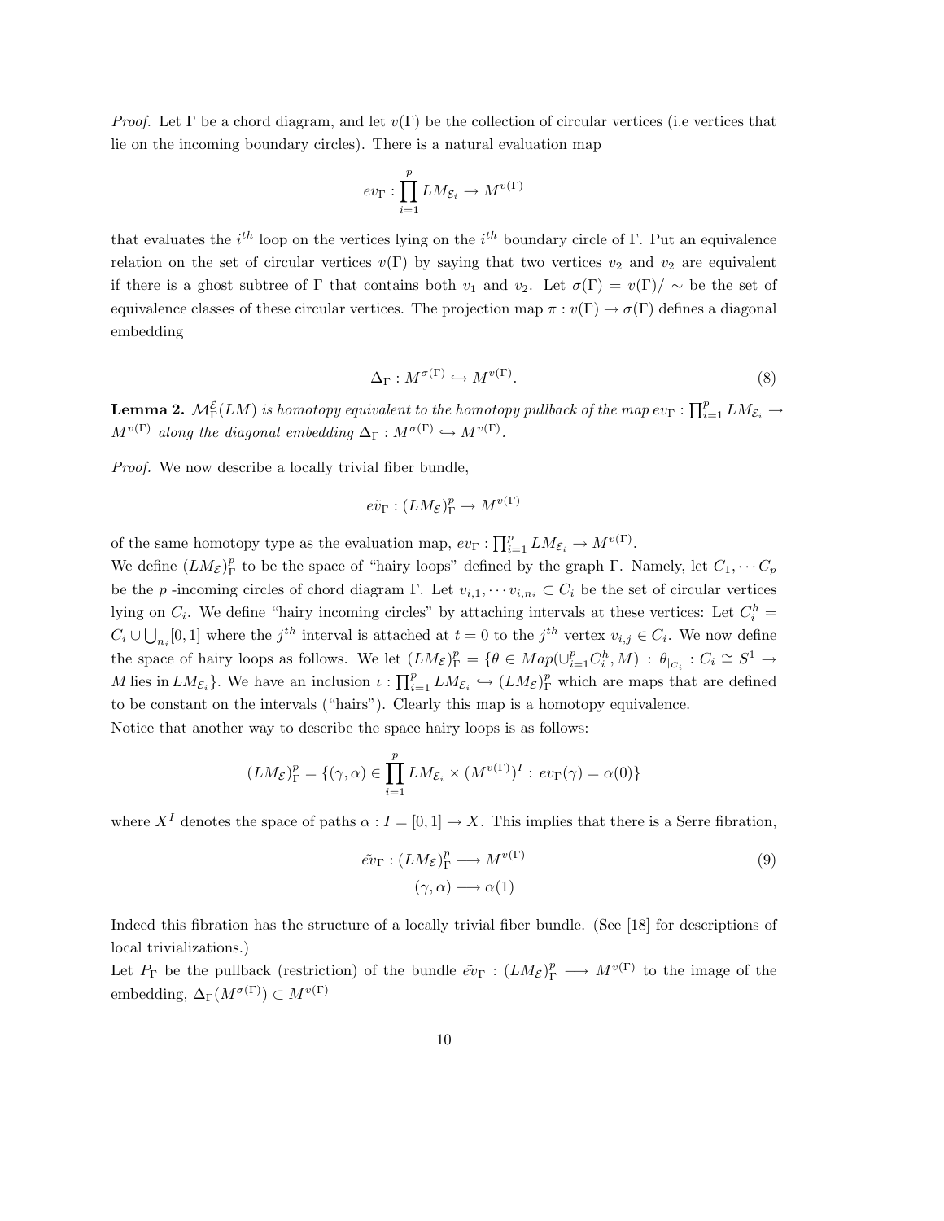*Proof.* Let $\Gamma$ be a chord diagram, and let $v(\Gamma)$ be the collection of circular vertices (i.e vertices that lie on the incoming boundary circles). There is a natural evaluation map

$$ev_\Gamma : \prod_{i=1}^{p} LM_{\mathcal{E}_i} \to M^{v(\Gamma)}$$

that evaluates the $i^{th}$ loop on the vertices lying on the $i^{th}$ boundary circle of $\Gamma$. Put an equivalence relation on the set of circular vertices $v(\Gamma)$ by saying that two vertices $v_2$ and $v_2$ are equivalent if there is a ghost subtree of $\Gamma$ that contains both $v_1$ and $v_2$. Let $\sigma(\Gamma) = v(\Gamma)/\sim$ be the set of equivalence classes of these circular vertices. The projection map $\pi : v(\Gamma) \to \sigma(\Gamma)$ defines a diagonal embedding

$$\Delta_\Gamma : M^{\sigma(\Gamma)} \hookrightarrow M^{v(\Gamma)}. \tag{8}$$

**Lemma 2.** *$\mathcal{M}^{\mathcal{E}}_\Gamma(LM)$ is homotopy equivalent to the homotopy pullback of the map $ev_\Gamma : \prod_{i=1}^{p} LM_{\mathcal{E}_i} \to M^{v(\Gamma)}$ along the diagonal embedding $\Delta_\Gamma : M^{\sigma(\Gamma)} \hookrightarrow M^{v(\Gamma)}$.*

*Proof.* We now describe a locally trivial fiber bundle,

$$\tilde{ev}_\Gamma : (LM_{\mathcal{E}})^p_\Gamma \to M^{v(\Gamma)}$$

of the same homotopy type as the evaluation map, $ev_\Gamma : \prod_{i=1}^{p} LM_{\mathcal{E}_i} \to M^{v(\Gamma)}$.
We define $(LM_{\mathcal{E}})^p_\Gamma$ to be the space of "hairy loops" defined by the graph $\Gamma$. Namely, let $C_1, \cdots C_p$ be the $p$ -incoming circles of chord diagram $\Gamma$. Let $v_{i,1}, \cdots v_{i,n_i} \subset C_i$ be the set of circular vertices lying on $C_i$. We define "hairy incoming circles" by attaching intervals at these vertices: Let $C^h_i = C_i \cup \bigcup_{n_i}[0,1]$ where the $j^{th}$ interval is attached at $t = 0$ to the $j^{th}$ vertex $v_{i,j} \in C_i$. We now define the space of hairy loops as follows. We let $(LM_{\mathcal{E}})^p_\Gamma = \{\theta \in Map(\cup_{i=1}^{p} C^h_i, M) : \theta_{|_{C_i}} : C_i \cong S^1 \to M \text{ lies in } LM_{\mathcal{E}_i}\}$. We have an inclusion $\iota : \prod_{i=1}^{p} LM_{\mathcal{E}_i} \hookrightarrow (LM_{\mathcal{E}})^p_\Gamma$ which are maps that are defined to be constant on the intervals ("hairs"). Clearly this map is a homotopy equivalence.
Notice that another way to describe the space hairy loops is as follows:

$$(LM_{\mathcal{E}})^p_\Gamma = \{(\gamma, \alpha) \in \prod_{i=1}^{p} LM_{\mathcal{E}_i} \times (M^{v(\Gamma)})^I : ev_\Gamma(\gamma) = \alpha(0)\}$$

where $X^I$ denotes the space of paths $\alpha : I = [0,1] \to X$. This implies that there is a Serre fibration,

$$\begin{aligned} \tilde{ev}_\Gamma : (LM_{\mathcal{E}})^p_\Gamma &\longrightarrow M^{v(\Gamma)} \\ (\gamma, \alpha) &\longrightarrow \alpha(1) \end{aligned} \tag{9}$$

Indeed this fibration has the structure of a locally trivial fiber bundle. (See [18] for descriptions of local trivializations.)
Let $P_\Gamma$ be the pullback (restriction) of the bundle $\tilde{ev}_\Gamma : (LM_{\mathcal{E}})^p_\Gamma \longrightarrow M^{v(\Gamma)}$ to the image of the embedding, $\Delta_\Gamma(M^{\sigma(\Gamma)}) \subset M^{v(\Gamma)}$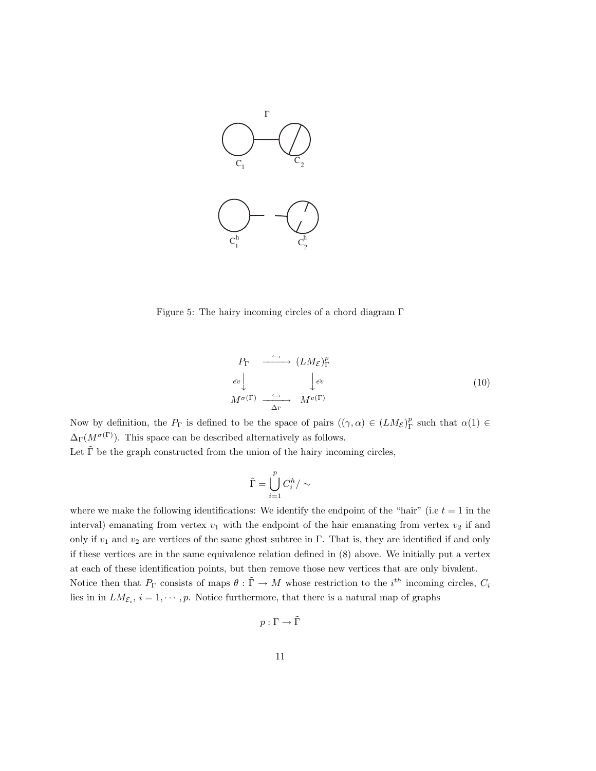Figure 5: The hairy incoming circles of a chord diagram $\Gamma$

$$
\begin{array}{ccc}
P_\Gamma & \xrightarrow{\hookrightarrow} & (LM_{\mathcal{E}})^p_\Gamma \\
\tilde{ev}\downarrow & & \downarrow \tilde{ev} \\
M^{\sigma(\Gamma)} & \xrightarrow[\Delta_\Gamma]{\hookrightarrow} & M^{v(\Gamma)}
\end{array}
\tag{10}
$$

Now by definition, the $P_\Gamma$ is defined to be the space of pairs $((\gamma, \alpha) \in (LM_{\mathcal{E}})^p_\Gamma$ such that $\alpha(1) \in \Delta_\Gamma(M^{\sigma(\Gamma)})$. This space can be described alternatively as follows.

Let $\tilde{\Gamma}$ be the graph constructed from the union of the hairy incoming circles,

$$
\tilde{\Gamma} = \bigcup_{i=1}^{p} C_i^h / \sim
$$

where we make the following identifications: We identify the endpoint of the "hair" (i.e $t = 1$ in the interval) emanating from vertex $v_1$ with the endpoint of the hair emanating from vertex $v_2$ if and only if $v_1$ and $v_2$ are vertices of the same ghost subtree in $\Gamma$. That is, they are identified if and only if these vertices are in the same equivalence relation defined in (8) above. We initially put a vertex at each of these identification points, but then remove those new vertices that are only bivalent.

Notice then that $P_\Gamma$ consists of maps $\theta : \tilde{\Gamma} \to M$ whose restriction to the $i^{th}$ incoming circles, $C_i$ lies in in $LM_{\mathcal{E}_i}$, $i = 1, \cdots, p$. Notice furthermore, that there is a natural map of graphs

$$
p : \Gamma \to \tilde{\Gamma}
$$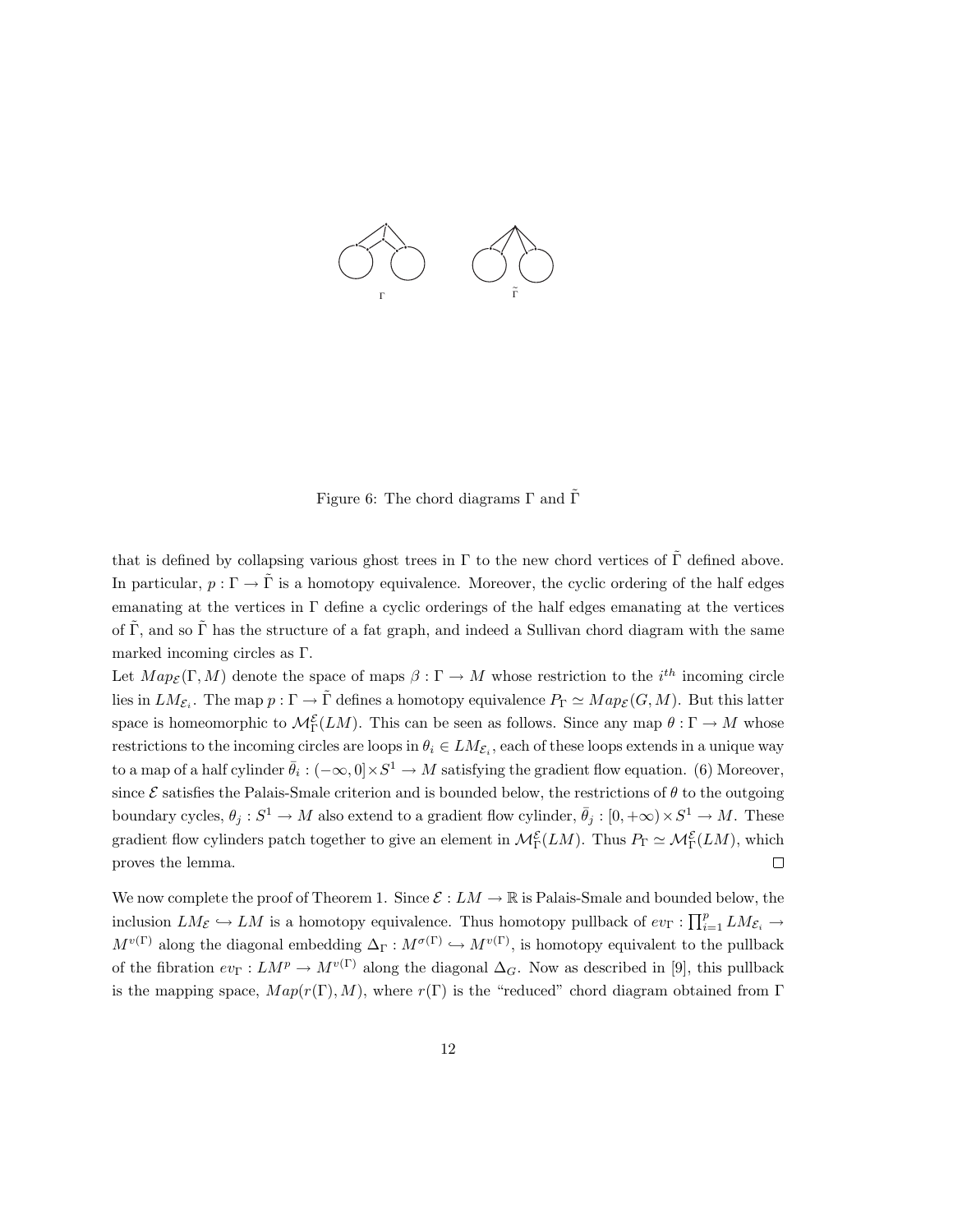Figure 6: The chord diagrams $\Gamma$ and $\tilde{\Gamma}$

that is defined by collapsing various ghost trees in $\Gamma$ to the new chord vertices of $\tilde{\Gamma}$ defined above. In particular, $p : \Gamma \to \tilde{\Gamma}$ is a homotopy equivalence. Moreover, the cyclic ordering of the half edges emanating at the vertices in $\Gamma$ define a cyclic orderings of the half edges emanating at the vertices of $\tilde{\Gamma}$, and so $\tilde{\Gamma}$ has the structure of a fat graph, and indeed a Sullivan chord diagram with the same marked incoming circles as $\Gamma$.

Let $Map_{\mathcal{E}}(\Gamma, M)$ denote the space of maps $\beta : \Gamma \to M$ whose restriction to the $i^{th}$ incoming circle lies in $LM_{\mathcal{E}_i}$. The map $p : \Gamma \to \tilde{\Gamma}$ defines a homotopy equivalence $P_\Gamma \simeq Map_{\mathcal{E}}(G, M)$. But this latter space is homeomorphic to $\mathcal{M}^{\mathcal{E}}_{\Gamma}(LM)$. This can be seen as follows. Since any map $\theta : \Gamma \to M$ whose restrictions to the incoming circles are loops in $\theta_i \in LM_{\mathcal{E}_i}$, each of these loops extends in a unique way to a map of a half cylinder $\bar{\theta}_i : (-\infty, 0] \times S^1 \to M$ satisfying the gradient flow equation. (6) Moreover, since $\mathcal{E}$ satisfies the Palais-Smale criterion and is bounded below, the restrictions of $\theta$ to the outgoing boundary cycles, $\theta_j : S^1 \to M$ also extend to a gradient flow cylinder, $\bar{\theta}_j : [0, +\infty) \times S^1 \to M$. These gradient flow cylinders patch together to give an element in $\mathcal{M}^{\mathcal{E}}_{\Gamma}(LM)$. Thus $P_\Gamma \simeq \mathcal{M}^{\mathcal{E}}_{\Gamma}(LM)$, which proves the lemma. $\square$

We now complete the proof of Theorem 1. Since $\mathcal{E} : LM \to \mathbb{R}$ is Palais-Smale and bounded below, the inclusion $LM_{\mathcal{E}} \hookrightarrow LM$ is a homotopy equivalence. Thus homotopy pullback of $ev_\Gamma : \prod_{i=1}^{p} LM_{\mathcal{E}_i} \to M^{v(\Gamma)}$ along the diagonal embedding $\Delta_\Gamma : M^{\sigma(\Gamma)} \hookrightarrow M^{v(\Gamma)}$, is homotopy equivalent to the pullback of the fibration $ev_\Gamma : LM^p \to M^{v(\Gamma)}$ along the diagonal $\Delta_G$. Now as described in [9], this pullback is the mapping space, $Map(r(\Gamma), M)$, where $r(\Gamma)$ is the "reduced" chord diagram obtained from $\Gamma$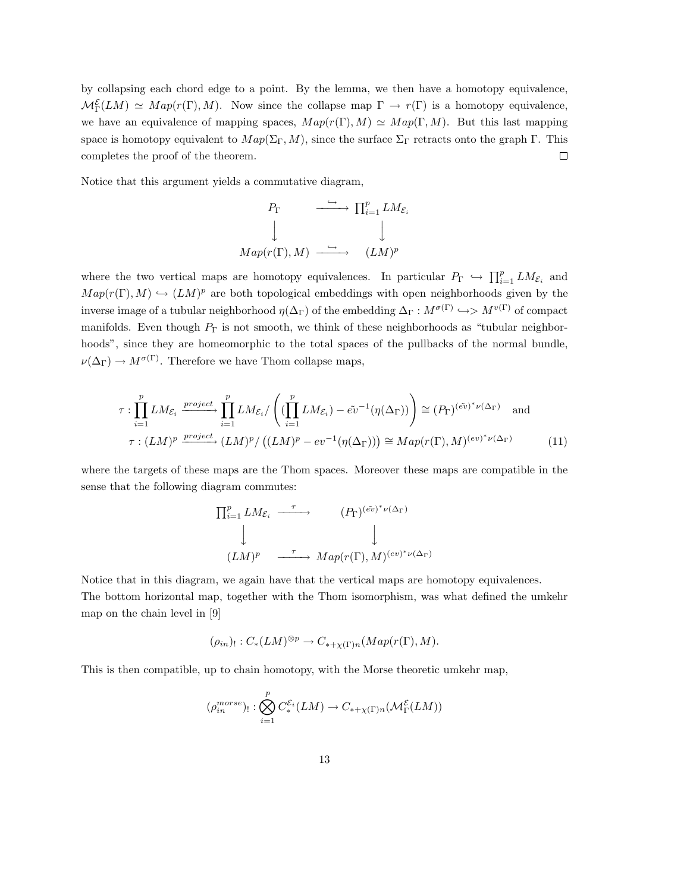by collapsing each chord edge to a point. By the lemma, we then have a homotopy equivalence, $\mathcal{M}^{\mathcal{E}}_{\Gamma}(LM) \simeq Map(r(\Gamma), M)$. Now since the collapse map $\Gamma \to r(\Gamma)$ is a homotopy equivalence, we have an equivalence of mapping spaces, $Map(r(\Gamma), M) \simeq Map(\Gamma, M)$. But this last mapping space is homotopy equivalent to $Map(\Sigma_\Gamma, M)$, since the surface $\Sigma_\Gamma$ retracts onto the graph $\Gamma$. This completes the proof of the theorem. □

Notice that this argument yields a commutative diagram,

$$\begin{array}{ccc} P_\Gamma & \xrightarrow{\hookrightarrow} & \prod_{i=1}^p LM_{\mathcal{E}_i} \\ \downarrow & & \downarrow \\ Map(r(\Gamma), M) & \xrightarrow{\hookrightarrow} & (LM)^p \end{array}$$

where the two vertical maps are homotopy equivalences. In particular $P_\Gamma \hookrightarrow \prod_{i=1}^p LM_{\mathcal{E}_i}$ and $Map(r(\Gamma), M) \hookrightarrow (LM)^p$ are both topological embeddings with open neighborhoods given by the inverse image of a tubular neighborhood $\eta(\Delta_\Gamma)$ of the embedding $\Delta_\Gamma : M^{\sigma(\Gamma)} \hookrightarrow M^{v(\Gamma)}$ of compact manifolds. Even though $P_\Gamma$ is not smooth, we think of these neighborhoods as "tubular neighborhoods", since they are homeomorphic to the total spaces of the pullbacks of the normal bundle, $\nu(\Delta_\Gamma) \to M^{\sigma(\Gamma)}$. Therefore we have Thom collapse maps,

$$\begin{aligned} \tau : \prod_{i=1}^p LM_{\mathcal{E}_i} &\xrightarrow{project} \prod_{i=1}^p LM_{\mathcal{E}_i} / \left( (\prod_{i=1}^p LM_{\mathcal{E}_i}) - \tilde{ev}^{-1}(\eta(\Delta_\Gamma)) \right) \cong (P_\Gamma)^{(\tilde{ev})^*\nu(\Delta_\Gamma)} \quad \text{and} \\ \tau : (LM)^p &\xrightarrow{project} (LM)^p / \left( (LM)^p - ev^{-1}(\eta(\Delta_\Gamma)) \right) \cong Map(r(\Gamma), M)^{(ev)^*\nu(\Delta_\Gamma)} \end{aligned} \tag{11}$$

where the targets of these maps are the Thom spaces. Moreover these maps are compatible in the sense that the following diagram commutes:

$$\begin{array}{ccc} \prod_{i=1}^p LM_{\mathcal{E}_i} & \xrightarrow{\tau} & (P_\Gamma)^{(\tilde{ev})^*\nu(\Delta_\Gamma)} \\ \downarrow & & \downarrow \\ (LM)^p & \xrightarrow{\tau} & Map(r(\Gamma), M)^{(ev)^*\nu(\Delta_\Gamma)} \end{array}$$

Notice that in this diagram, we again have that the vertical maps are homotopy equivalences.
The bottom horizontal map, together with the Thom isomorphism, was what defined the umkehr map on the chain level in [9]

$$(\rho_{in})_! : C_*(LM)^{\otimes p} \to C_{*+\chi(\Gamma)n}(Map(r(\Gamma), M).$$

This is then compatible, up to chain homotopy, with the Morse theoretic umkehr map,

$$(\rho_{in}^{morse})_! : \bigotimes_{i=1}^p C_*^{\mathcal{E}_i}(LM) \to C_{*+\chi(\Gamma)n}(\mathcal{M}^{\mathcal{E}}_\Gamma(LM))$$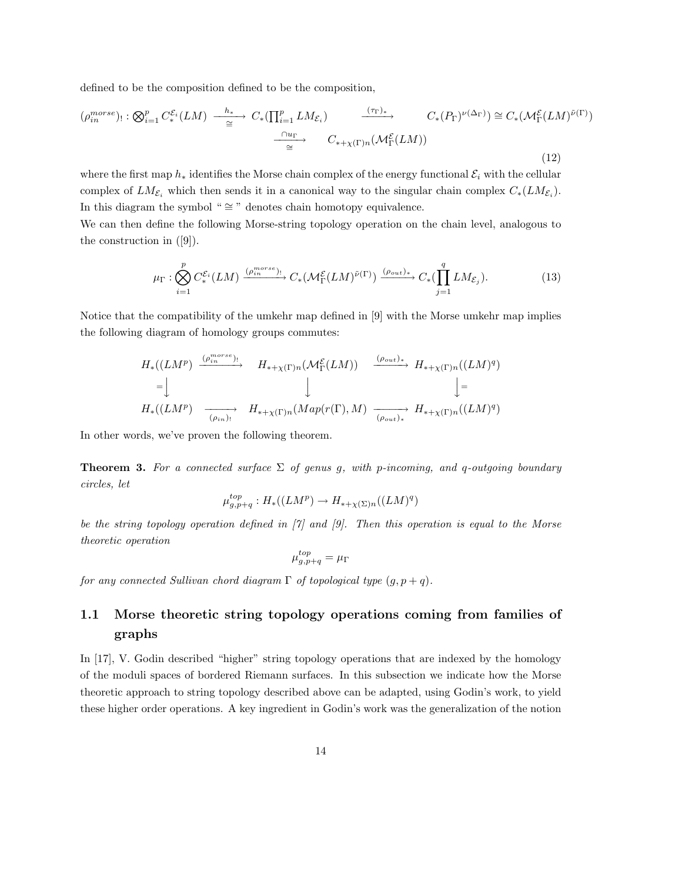defined to be the composition defined to be the composition,

$$(\rho_{in}^{morse})_! : \bigotimes_{i=1}^p C_*^{\mathcal{E}_i}(LM) \xrightarrow[\cong]{h_*} C_*(\prod_{i=1}^p LM_{\mathcal{E}_i}) \xrightarrow{(\tau_\Gamma)_*} C_*(P_\Gamma)^{\nu(\Delta_\Gamma)}) \cong C_*(\mathcal{M}_\Gamma^{\mathcal{E}}(LM)^{\tilde{\nu}(\Gamma)}) \xrightarrow[\cong]{\cap u_\Gamma} C_{*+\chi(\Gamma)n}(\mathcal{M}_\Gamma^{\mathcal{E}}(LM)) \tag{12}$$

where the first map $h_*$ identifies the Morse chain complex of the energy functional $\mathcal{E}_i$ with the cellular complex of $LM_{\mathcal{E}_i}$ which then sends it in a canonical way to the singular chain complex $C_*(LM_{\mathcal{E}_i})$. In this diagram the symbol " $\cong$ " denotes chain homotopy equivalence.

We can then define the following Morse-string topology operation on the chain level, analogous to the construction in ([9]).

$$\mu_\Gamma : \bigotimes_{i=1}^p C_*^{\mathcal{E}_i}(LM) \xrightarrow{(\rho_{in}^{morse})_!} C_*(\mathcal{M}_\Gamma^{\mathcal{E}}(LM)^{\tilde{\nu}(\Gamma)}) \xrightarrow{(\rho_{out})_*} C_*(\prod_{j=1}^q LM_{\mathcal{E}_j}). \tag{13}$$

Notice that the compatibility of the umkehr map defined in [9] with the Morse umkehr map implies the following diagram of homology groups commutes:

$$\begin{array}{ccccc}
H_*((LM^p) & \xrightarrow{(\rho_{in}^{morse})_!} & H_{*+\chi(\Gamma)n}(\mathcal{M}_\Gamma^{\mathcal{E}}(LM)) & \xrightarrow{(\rho_{out})_*} & H_{*+\chi(\Gamma)n}((LM)^q) \\
\downarrow = & & \downarrow & & \downarrow = \\
H_*((LM^p) & \xrightarrow[(\rho_{in})_!]{} & H_{*+\chi(\Gamma)n}(Map(r(\Gamma), M) & \xrightarrow[(\rho_{out})_*]{} & H_{*+\chi(\Gamma)n}((LM)^q)
\end{array}$$

In other words, we've proven the following theorem.

**Theorem 3.** *For a connected surface $\Sigma$ of genus $g$, with $p$-incoming, and $q$-outgoing boundary circles, let*

$$\mu_{g,p+q}^{top} : H_*((LM^p) \to H_{*+\chi(\Sigma)n}((LM)^q)$$

*be the string topology operation defined in [7] and [9]. Then this operation is equal to the Morse theoretic operation*

$$\mu_{g,p+q}^{top} = \mu_\Gamma$$

*for any connected Sullivan chord diagram $\Gamma$ of topological type $(g, p+q)$.*

## 1.1 Morse theoretic string topology operations coming from families of graphs

In [17], V. Godin described "higher" string topology operations that are indexed by the homology of the moduli spaces of bordered Riemann surfaces. In this subsection we indicate how the Morse theoretic approach to string topology described above can be adapted, using Godin's work, to yield these higher order operations. A key ingredient in Godin's work was the generalization of the notion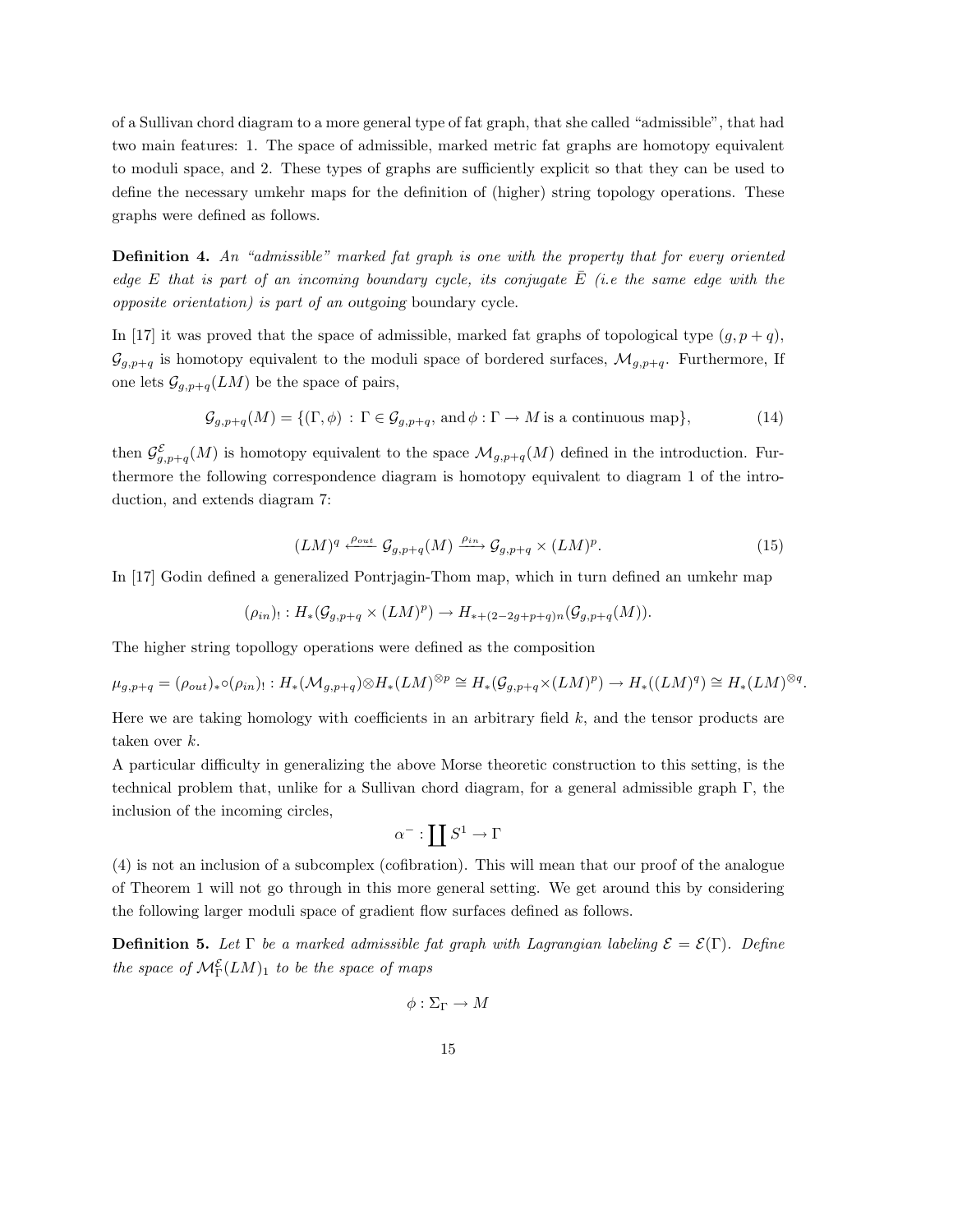of a Sullivan chord diagram to a more general type of fat graph, that she called "admissible", that had two main features: 1. The space of admissible, marked metric fat graphs are homotopy equivalent to moduli space, and 2. These types of graphs are sufficiently explicit so that they can be used to define the necessary umkehr maps for the definition of (higher) string topology operations. These graphs were defined as follows.

**Definition 4.** *An "admissible" marked fat graph is one with the property that for every oriented edge $E$ that is part of an incoming boundary cycle, its conjugate $\bar{E}$ (i.e the same edge with the opposite orientation) is part of an outgoing* boundary cycle.

In [17] it was proved that the space of admissible, marked fat graphs of topological type $(g, p+q)$, $\mathcal{G}_{g,p+q}$ is homotopy equivalent to the moduli space of bordered surfaces, $\mathcal{M}_{g,p+q}$. Furthermore, If one lets $\mathcal{G}_{g,p+q}(LM)$ be the space of pairs,

$$\mathcal{G}_{g,p+q}(M) = \{(\Gamma, \phi) \, : \, \Gamma \in \mathcal{G}_{g,p+q}, \text{ and } \phi : \Gamma \to M \text{ is a continuous map}\}, \tag{14}$$

then $\mathcal{G}^{\mathcal{E}}_{g,p+q}(M)$ is homotopy equivalent to the space $\mathcal{M}_{g,p+q}(M)$ defined in the introduction. Furthermore the following correspondence diagram is homotopy equivalent to diagram 1 of the introduction, and extends diagram 7:

$$(LM)^q \xleftarrow{\rho_{out}} \mathcal{G}_{g,p+q}(M) \xrightarrow{\rho_{in}} \mathcal{G}_{g,p+q} \times (LM)^p. \tag{15}$$

In [17] Godin defined a generalized Pontrjagin-Thom map, which in turn defined an umkehr map

$$(\rho_{in})_! : H_*(\mathcal{G}_{g,p+q} \times (LM)^p) \to H_{*+(2-2g+p+q)n}(\mathcal{G}_{g,p+q}(M)).$$

The higher string topollogy operations were defined as the composition

$$\mu_{g,p+q} = (\rho_{out})_* \circ (\rho_{in})_! : H_*(\mathcal{M}_{g,p+q}) \otimes H_*(LM)^{\otimes p} \cong H_*(\mathcal{G}_{g,p+q} \times (LM)^p) \to H_*((LM)^q) \cong H_*(LM)^{\otimes q}.$$

Here we are taking homology with coefficients in an arbitrary field $k$, and the tensor products are taken over $k$.

A particular difficulty in generalizing the above Morse theoretic construction to this setting, is the technical problem that, unlike for a Sullivan chord diagram, for a general admissible graph $\Gamma$, the inclusion of the incoming circles,

$$\alpha^- : \coprod S^1 \to \Gamma$$

(4) is not an inclusion of a subcomplex (cofibration). This will mean that our proof of the analogue of Theorem 1 will not go through in this more general setting. We get around this by considering the following larger moduli space of gradient flow surfaces defined as follows.

**Definition 5.** *Let $\Gamma$ be a marked admissible fat graph with Lagrangian labeling $\mathcal{E} = \mathcal{E}(\Gamma)$. Define the space of $\mathcal{M}^{\mathcal{E}}_{\Gamma}(LM)_1$ to be the space of maps*

$$\phi : \Sigma_\Gamma \to M$$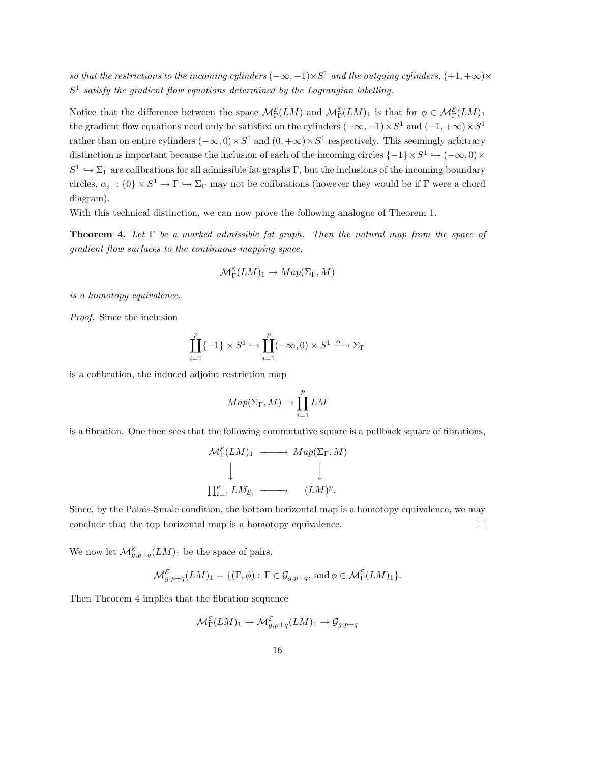*so that the restrictions to the incoming cylinders $(-\infty,-1)\times S^1$ and the outgoing cylinders, $(+1,+\infty)\times S^1$ satisfy the gradient flow equations determined by the Lagrangian labelling.*

Notice that the difference between the space $\mathcal{M}^{\mathcal{E}}_\Gamma(LM)$ and $\mathcal{M}^{\mathcal{E}}_\Gamma(LM)_1$ is that for $\phi \in \mathcal{M}^{\mathcal{E}}_\Gamma(LM)_1$ the gradient flow equations need only be satisfied on the cylinders $(-\infty,-1)\times S^1$ and $(+1,+\infty)\times S^1$ rather than on entire cylinders $(-\infty,0)\times S^1$ and $(0,+\infty)\times S^1$ respectively. This seemingly arbitrary distinction is important because the inclusion of each of the incoming circles $\{-1\}\times S^1 \hookrightarrow (-\infty,0)\times S^1 \hookrightarrow \Sigma_\Gamma$ are cofibrations for all admissible fat graphs $\Gamma$, but the inclusions of the incoming boundary circles, $\alpha_i^- : \{0\}\times S^1 \to \Gamma \hookrightarrow \Sigma_\Gamma$ may not be cofibrations (however they would be if $\Gamma$ were a chord diagram).

With this technical distinction, we can now prove the following analogue of Theorem 1.

**Theorem 4.** *Let $\Gamma$ be a marked admissible fat graph. Then the natural map from the space of gradient flow surfaces to the continuous mapping space,*

$$\mathcal{M}^{\mathcal{E}}_\Gamma(LM)_1 \to Map(\Sigma_\Gamma, M)$$

*is a homotopy equivalence.*

*Proof.* Since the inclusion

$$\coprod_{i=1}^p \{-1\}\times S^1 \hookrightarrow \coprod_{i=1}^p (-\infty,0)\times S^1 \xrightarrow{\alpha^-} \Sigma_\Gamma$$

is a cofibration, the induced adjoint restriction map

$$Map(\Sigma_\Gamma, M) \to \prod_{i=1}^p LM$$

is a fibration. One then sees that the following commutative square is a pullback square of fibrations,

$$\begin{array}{ccc}
\mathcal{M}^{\mathcal{E}}_\Gamma(LM)_1 & \longrightarrow & Map(\Sigma_\Gamma, M) \\
\big\downarrow & & \big\downarrow \\
\prod_{i=1}^p LM_{\mathcal{E}_i} & \longrightarrow & (LM)^p.
\end{array}$$

Since, by the Palais-Smale condition, the bottom horizontal map is a homotopy equivalence, we may conclude that the top horizontal map is a homotopy equivalence. $\square$

We now let $\mathcal{M}^{\mathcal{E}}_{g,p+q}(LM)_1$ be the space of pairs,

$$\mathcal{M}^{\mathcal{E}}_{g,p+q}(LM)_1 = \{(\Gamma,\phi) :\, \Gamma \in \mathcal{G}_{g,p+q}, \text{ and } \phi \in \mathcal{M}^{\mathcal{E}}_\Gamma(LM)_1\}.$$

Then Theorem 4 implies that the fibration sequence

$$\mathcal{M}^{\mathcal{E}}_\Gamma(LM)_1 \to \mathcal{M}^{\mathcal{E}}_{g,p+q}(LM)_1 \to \mathcal{G}_{g,p+q}$$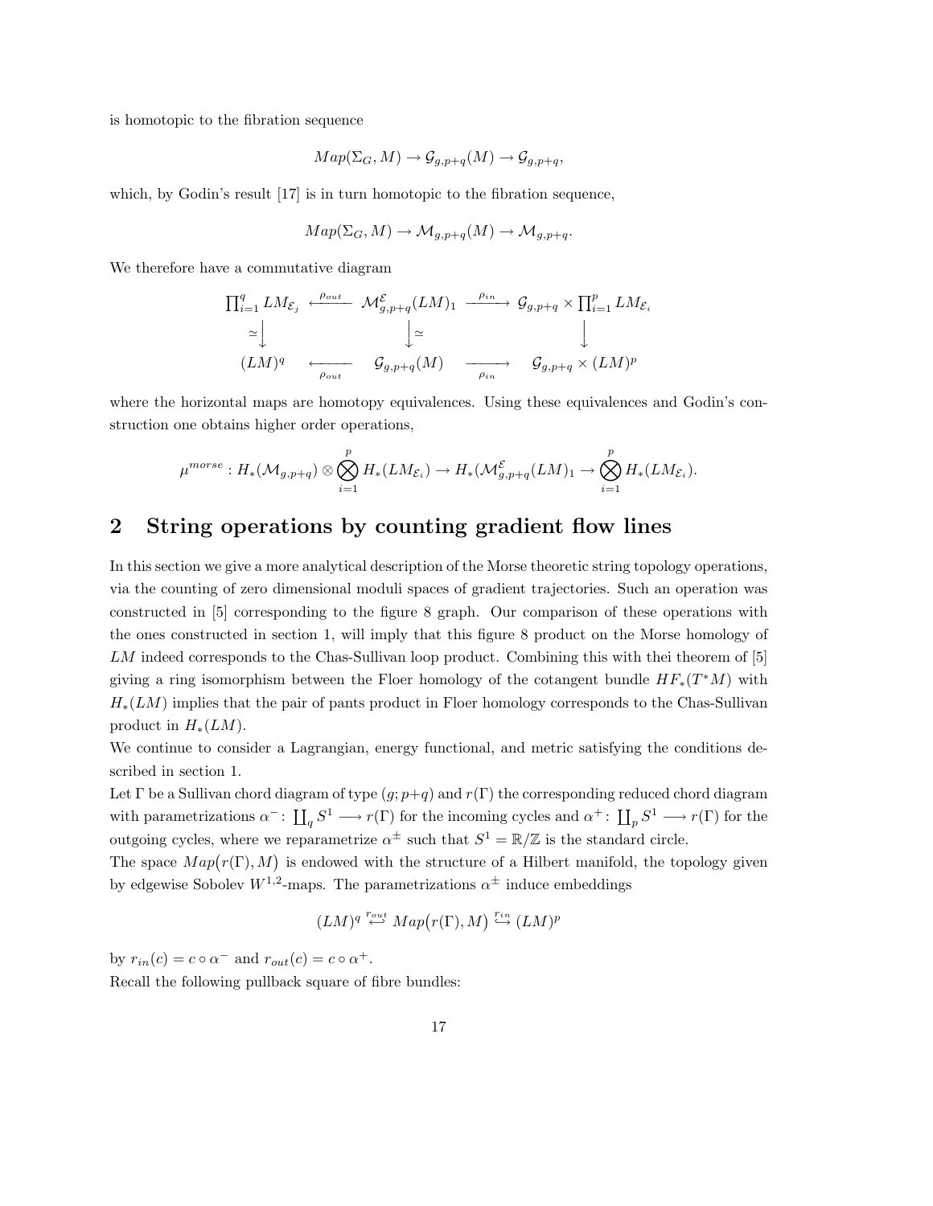is homotopic to the fibration sequence

$$Map(\Sigma_G, M) \to \mathcal{G}_{g,p+q}(M) \to \mathcal{G}_{g,p+q},$$

which, by Godin's result [17] is in turn homotopic to the fibration sequence,

$$Map(\Sigma_G, M) \to \mathcal{M}_{g,p+q}(M) \to \mathcal{M}_{g,p+q}.$$

We therefore have a commutative diagram

$$\begin{array}{ccccc}
\prod_{i=1}^{q} LM_{\mathcal{E}_j} & \xleftarrow{\rho_{out}} & \mathcal{M}^{\mathcal{E}}_{g,p+q}(LM)_1 & \xrightarrow{\rho_{in}} & \mathcal{G}_{g,p+q} \times \prod_{i=1}^{p} LM_{\mathcal{E}_i} \\
\simeq\downarrow & & \downarrow\simeq & & \downarrow \\
(LM)^q & \xleftarrow[\rho_{out}]{} & \mathcal{G}_{g,p+q}(M) & \xrightarrow[\rho_{in}]{} & \mathcal{G}_{g,p+q} \times (LM)^p
\end{array}$$

where the horizontal maps are homotopy equivalences. Using these equivalences and Godin's construction one obtains higher order operations,

$$\mu^{morse} : H_*(\mathcal{M}_{g,p+q}) \otimes \bigotimes_{i=1}^{p} H_*(LM_{\mathcal{E}_i}) \to H_*(\mathcal{M}^{\mathcal{E}}_{g,p+q}(LM)_1 \to \bigotimes_{i=1}^{p} H_*(LM_{\mathcal{E}_i}).$$

## 2 String operations by counting gradient flow lines

In this section we give a more analytical description of the Morse theoretic string topology operations, via the counting of zero dimensional moduli spaces of gradient trajectories. Such an operation was constructed in [5] corresponding to the figure 8 graph. Our comparison of these operations with the ones constructed in section 1, will imply that this figure 8 product on the Morse homology of $LM$ indeed corresponds to the Chas-Sullivan loop product. Combining this with thei theorem of [5] giving a ring isomorphism between the Floer homology of the cotangent bundle $HF_*(T^*M)$ with $H_*(LM)$ implies that the pair of pants product in Floer homology corresponds to the Chas-Sullivan product in $H_*(LM)$.

We continue to consider a Lagrangian, energy functional, and metric satisfying the conditions described in section 1.

Let $\Gamma$ be a Sullivan chord diagram of type $(g; p+q)$ and $r(\Gamma)$ the corresponding reduced chord diagram with parametrizations $\alpha^- \colon \coprod_q S^1 \longrightarrow r(\Gamma)$ for the incoming cycles and $\alpha^+ \colon \coprod_p S^1 \longrightarrow r(\Gamma)$ for the outgoing cycles, where we reparametrize $\alpha^{\pm}$ such that $S^1 = \mathbb{R}/\mathbb{Z}$ is the standard circle.

The space $Map\big(r(\Gamma), M\big)$ is endowed with the structure of a Hilbert manifold, the topology given by edgewise Sobolev $W^{1,2}$-maps. The parametrizations $\alpha^{\pm}$ induce embeddings

$$(LM)^q \overset{r_{out}}{\hookleftarrow} Map\big(r(\Gamma), M\big) \overset{r_{in}}{\hookrightarrow} (LM)^p$$

by $r_{in}(c) = c \circ \alpha^-$ and $r_{out}(c) = c \circ \alpha^+$.

Recall the following pullback square of fibre bundles: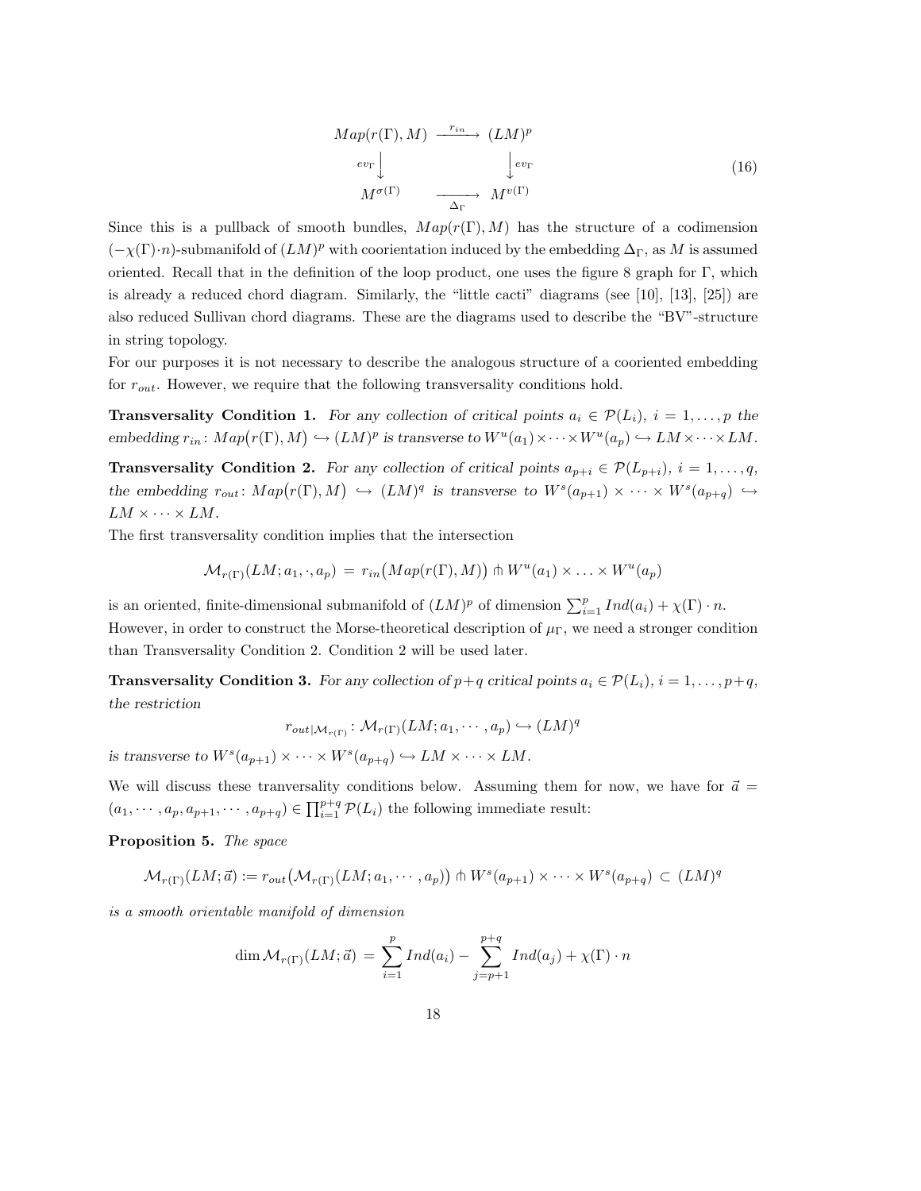$$
\begin{array}{ccc}
Map(r(\Gamma), M) & \xrightarrow{r_{in}} & (LM)^p \\
{\scriptstyle ev_\Gamma}\downarrow & & \downarrow{\scriptstyle ev_\Gamma} \\
M^{\sigma(\Gamma)} & \xrightarrow[\Delta_\Gamma]{} & M^{v(\Gamma)}
\end{array}
\tag{16}
$$

Since this is a pullback of smooth bundles, $Map(r(\Gamma), M)$ has the structure of a codimension $(-\chi(\Gamma)\cdot n)$-submanifold of $(LM)^p$ with coorientation induced by the embedding $\Delta_\Gamma$, as $M$ is assumed oriented. Recall that in the definition of the loop product, one uses the figure 8 graph for $\Gamma$, which is already a reduced chord diagram. Similarly, the "little cacti" diagrams (see [10], [13], [25]) are also reduced Sullivan chord diagrams. These are the diagrams used to describe the "BV"-structure in string topology.

For our purposes it is not necessary to describe the analogous structure of a cooriented embedding for $r_{out}$. However, we require that the following transversality conditions hold.

**Transversality Condition 1.** *For any collection of critical points $a_i \in \mathcal{P}(L_i)$, $i = 1, \ldots, p$ the embedding $r_{in}\colon Map\big(r(\Gamma), M\big) \hookrightarrow (LM)^p$ is transverse to $W^u(a_1)\times\cdots\times W^u(a_p) \hookrightarrow LM\times\cdots\times LM$.*

**Transversality Condition 2.** *For any collection of critical points $a_{p+i} \in \mathcal{P}(L_{p+i})$, $i = 1, \ldots, q$, the embedding $r_{out}\colon Map\big(r(\Gamma), M\big) \hookrightarrow (LM)^q$ is transverse to $W^s(a_{p+1})\times\cdots\times W^s(a_{p+q}) \hookrightarrow LM\times\cdots\times LM$.*

The first transversality condition implies that the intersection

$$
\mathcal{M}_{r(\Gamma)}(LM; a_1, \cdot, a_p) \;=\; r_{in}\big(Map(r(\Gamma), M)\big) \pitchfork W^u(a_1)\times\ldots\times W^u(a_p)
$$

is an oriented, finite-dimensional submanifold of $(LM)^p$ of dimension $\sum_{i=1}^p Ind(a_i) + \chi(\Gamma)\cdot n$.

However, in order to construct the Morse-theoretical description of $\mu_\Gamma$, we need a stronger condition than Transversality Condition 2. Condition 2 will be used later.

**Transversality Condition 3.** *For any collection of $p+q$ critical points $a_i \in \mathcal{P}(L_i)$, $i = 1, \ldots, p+q$, the restriction*

$$
r_{out|\mathcal{M}_{r(\Gamma)}}\colon \mathcal{M}_{r(\Gamma)}(LM; a_1, \cdots, a_p) \hookrightarrow (LM)^q
$$

*is transverse to $W^s(a_{p+1})\times\cdots\times W^s(a_{p+q}) \hookrightarrow LM\times\cdots\times LM$.*

We will discuss these tranversality conditions below. Assuming them for now, we have for $\vec{a} = (a_1, \cdots, a_p, a_{p+1}, \cdots, a_{p+q}) \in \prod_{i=1}^{p+q}\mathcal{P}(L_i)$ the following immediate result:

**Proposition 5.** *The space*

$$
\mathcal{M}_{r(\Gamma)}(LM; \vec{a}) := r_{out}\big(\mathcal{M}_{r(\Gamma)}(LM; a_1, \cdots, a_p)\big) \pitchfork W^s(a_{p+1})\times\cdots\times W^s(a_{p+q}) \,\subset\, (LM)^q
$$

*is a smooth orientable manifold of dimension*

$$
\dim \mathcal{M}_{r(\Gamma)}(LM; \vec{a}) \;=\; \sum_{i=1}^{p} Ind(a_i) - \sum_{j=p+1}^{p+q} Ind(a_j) + \chi(\Gamma)\cdot n
$$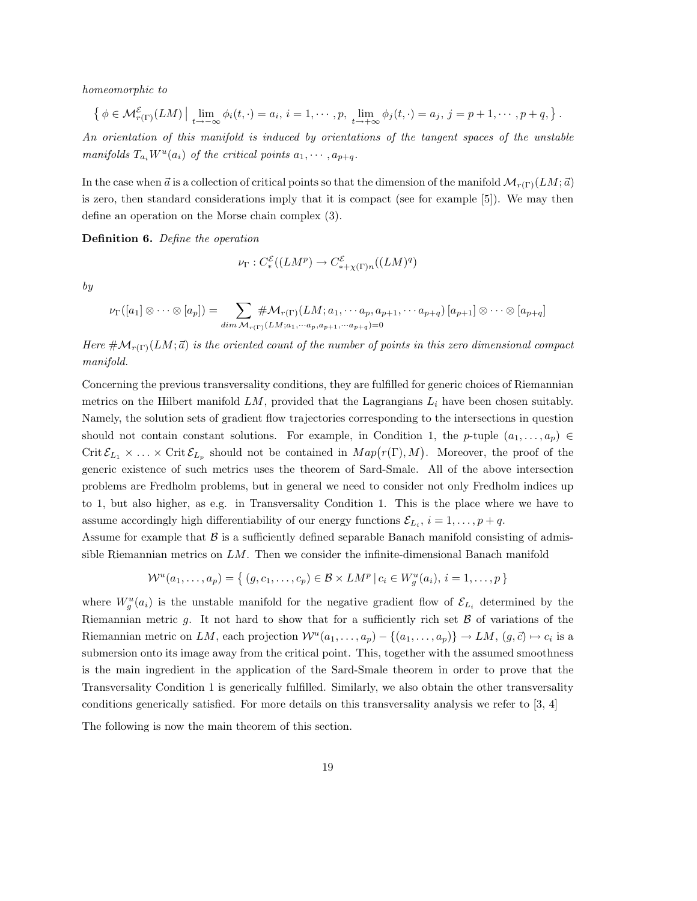*homeomorphic to*

$$\left\{ \phi \in \mathcal{M}^{\mathcal{E}}_{r(\Gamma)}(LM) \,\middle|\, \lim_{t \to -\infty} \phi_i(t, \cdot) = a_i,\ i = 1, \cdots, p,\ \lim_{t \to +\infty} \phi_j(t, \cdot) = a_j,\ j = p+1, \cdots, p+q, \right\}.$$

*An orientation of this manifold is induced by orientations of the tangent spaces of the unstable manifolds $T_{a_i} W^u(a_i)$ of the critical points $a_1, \cdots, a_{p+q}$.*

In the case when $\vec{a}$ is a collection of critical points so that the dimension of the manifold $\mathcal{M}_{r(\Gamma)}(LM; \vec{a})$ is zero, then standard considerations imply that it is compact (see for example [5]). We may then define an operation on the Morse chain complex (3).

**Definition 6.** *Define the operation*

$$\nu_\Gamma : C^{\mathcal{E}}_*((LM^p) \to C^{\mathcal{E}}_{*+\chi(\Gamma)n}((LM)^q)$$

*by*

$$\nu_\Gamma([a_1] \otimes \cdots \otimes [a_p]) = \sum_{dim\, \mathcal{M}_{r(\Gamma)}(LM; a_1, \cdots a_p, a_{p+1}, \cdots a_{p+q}) = 0} \#\mathcal{M}_{r(\Gamma)}(LM; a_1, \cdots a_p, a_{p+1}, \cdots a_{p+q})\, [a_{p+1}] \otimes \cdots \otimes [a_{p+q}]$$

*Here $\#\mathcal{M}_{r(\Gamma)}(LM; \vec{a})$ is the oriented count of the number of points in this zero dimensional compact manifold.*

Concerning the previous transversality conditions, they are fulfilled for generic choices of Riemannian metrics on the Hilbert manifold $LM$, provided that the Lagrangians $L_i$ have been chosen suitably. Namely, the solution sets of gradient flow trajectories corresponding to the intersections in question should not contain constant solutions. For example, in Condition 1, the $p$-tuple $(a_1, \ldots, a_p) \in \operatorname{Crit} \mathcal{E}_{L_1} \times \ldots \times \operatorname{Crit} \mathcal{E}_{L_p}$ should not be contained in $Map\big(r(\Gamma), M\big)$. Moreover, the proof of the generic existence of such metrics uses the theorem of Sard-Smale. All of the above intersection problems are Fredholm problems, but in general we need to consider not only Fredholm indices up to 1, but also higher, as e.g. in Transversality Condition 1. This is the place where we have to assume accordingly high differentiability of our energy functions $\mathcal{E}_{L_i}$, $i = 1, \ldots, p+q$.
Assume for example that $\mathcal{B}$ is a sufficiently defined separable Banach manifold consisting of admissible Riemannian metrics on $LM$. Then we consider the infinite-dimensional Banach manifold

$$\mathcal{W}^u(a_1, \ldots, a_p) = \left\{ (g, c_1, \ldots, c_p) \in \mathcal{B} \times LM^p \,|\, c_i \in W^u_g(a_i),\ i = 1, \ldots, p \right\}$$

where $W^u_g(a_i)$ is the unstable manifold for the negative gradient flow of $\mathcal{E}_{L_i}$ determined by the Riemannian metric $g$. It not hard to show that for a sufficiently rich set $\mathcal{B}$ of variations of the Riemannian metric on $LM$, each projection $\mathcal{W}^u(a_1, \ldots, a_p) - \{(a_1, \ldots, a_p)\} \to LM$, $(g, \vec{c}) \mapsto c_i$ is a submersion onto its image away from the critical point. This, together with the assumed smoothness is the main ingredient in the application of the Sard-Smale theorem in order to prove that the Transversality Condition 1 is generically fulfilled. Similarly, we also obtain the other transversality conditions generically satisfied. For more details on this transversality analysis we refer to [3, 4]

The following is now the main theorem of this section.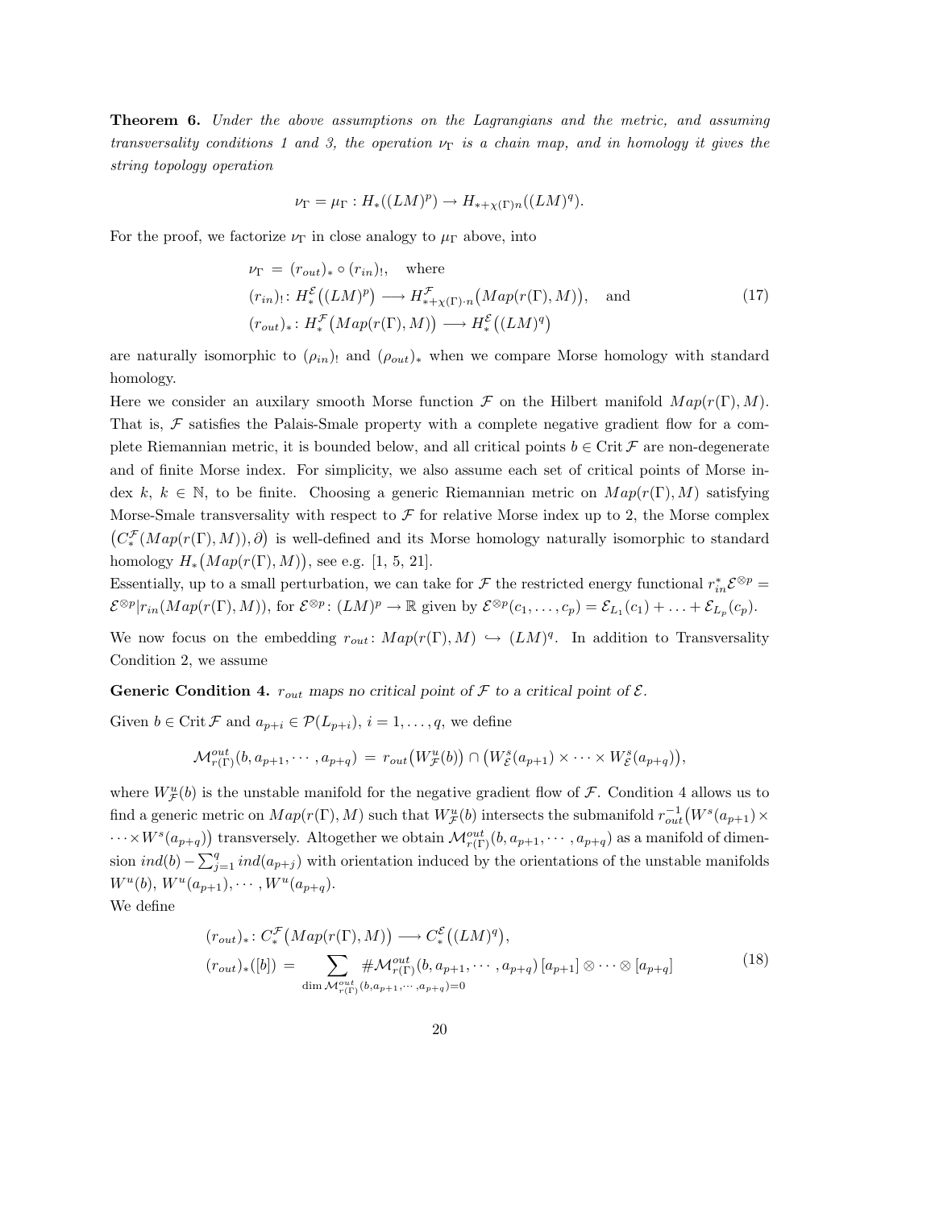**Theorem 6.** *Under the above assumptions on the Lagrangians and the metric, and assuming transversality conditions 1 and 3, the operation $\nu_\Gamma$ is a chain map, and in homology it gives the string topology operation*

$$\nu_\Gamma = \mu_\Gamma : H_*((LM)^p) \to H_{*+\chi(\Gamma)n}((LM)^q).$$

For the proof, we factorize $\nu_\Gamma$ in close analogy to $\mu_\Gamma$ above, into

$$\begin{aligned} \nu_\Gamma &= (r_{out})_* \circ (r_{in})_!, \quad \text{where} \\ (r_{in})_! &\colon H_*^{\mathcal{E}}\big((LM)^p\big) \longrightarrow H^{\mathcal{F}}_{*+\chi(\Gamma)\cdot n}\big(Map(r(\Gamma), M)\big), \quad \text{and} \\ (r_{out})_* &\colon H_*^{\mathcal{F}}\big(Map(r(\Gamma), M)\big) \longrightarrow H_*^{\mathcal{E}}\big((LM)^q\big) \end{aligned} \tag{17}$$

are naturally isomorphic to $(\rho_{in})_!$ and $(\rho_{out})_*$ when we compare Morse homology with standard homology.

Here we consider an auxilary smooth Morse function $\mathcal{F}$ on the Hilbert manifold $Map(r(\Gamma), M)$. That is, $\mathcal{F}$ satisfies the Palais-Smale property with a complete negative gradient flow for a complete Riemannian metric, it is bounded below, and all critical points $b \in \operatorname{Crit} \mathcal{F}$ are non-degenerate and of finite Morse index. For simplicity, we also assume each set of critical points of Morse index $k$, $k \in \mathbb{N}$, to be finite. Choosing a generic Riemannian metric on $Map(r(\Gamma), M)$ satisfying Morse-Smale transversality with respect to $\mathcal{F}$ for relative Morse index up to 2, the Morse complex $\big(C_*^{\mathcal{F}}(Map(r(\Gamma), M)), \partial\big)$ is well-defined and its Morse homology naturally isomorphic to standard homology $H_*\big(Map(r(\Gamma), M)\big)$, see e.g. [1, 5, 21].

Essentially, up to a small perturbation, we can take for $\mathcal{F}$ the restricted energy functional $r_{in}^* \mathcal{E}^{\otimes p} = \mathcal{E}^{\otimes p}|r_{in}(Map(r(\Gamma), M))$, for $\mathcal{E}^{\otimes p} \colon (LM)^p \to \mathbb{R}$ given by $\mathcal{E}^{\otimes p}(c_1, \ldots, c_p) = \mathcal{E}_{L_1}(c_1) + \ldots + \mathcal{E}_{L_p}(c_p)$.

We now focus on the embedding $r_{out} \colon Map(r(\Gamma), M) \hookrightarrow (LM)^q$. In addition to Transversality Condition 2, we assume

**Generic Condition 4.** *$r_{out}$ maps no critical point of $\mathcal{F}$ to a critical point of $\mathcal{E}$.*

Given $b \in \operatorname{Crit} \mathcal{F}$ and $a_{p+i} \in \mathcal{P}(L_{p+i})$, $i = 1, \ldots, q$, we define

$$\mathcal{M}^{out}_{r(\Gamma)}(b, a_{p+1}, \cdots, a_{p+q}) = r_{out}\big(W^u_{\mathcal{F}}(b)\big) \cap \big(W^s_{\mathcal{E}}(a_{p+1}) \times \cdots \times W^s_{\mathcal{E}}(a_{p+q})\big),$$

where $W^u_{\mathcal{F}}(b)$ is the unstable manifold for the negative gradient flow of $\mathcal{F}$. Condition 4 allows us to find a generic metric on $Map(r(\Gamma), M)$ such that $W^u_{\mathcal{F}}(b)$ intersects the submanifold $r_{out}^{-1}\big(W^s(a_{p+1}) \times \cdots \times W^s(a_{p+q})\big)$ transversely. Altogether we obtain $\mathcal{M}^{out}_{r(\Gamma)}(b, a_{p+1}, \cdots, a_{p+q})$ as a manifold of dimension $ind(b) - \sum_{j=1}^q ind(a_{p+j})$ with orientation induced by the orientations of the unstable manifolds $W^u(b)$, $W^u(a_{p+1}), \cdots, W^u(a_{p+q})$.

We define

$$\begin{aligned} (r_{out})_* &\colon C_*^{\mathcal{F}}\big(Map(r(\Gamma), M)\big) \longrightarrow C_*^{\mathcal{E}}\big((LM)^q\big), \\ (r_{out})_*([b]) &= \sum_{\dim \mathcal{M}^{out}_{r(\Gamma)}(b, a_{p+1}, \cdots, a_{p+q}) = 0} \#\mathcal{M}^{out}_{r(\Gamma)}(b, a_{p+1}, \cdots, a_{p+q}) \, [a_{p+1}] \otimes \cdots \otimes [a_{p+q}] \end{aligned} \tag{18}$$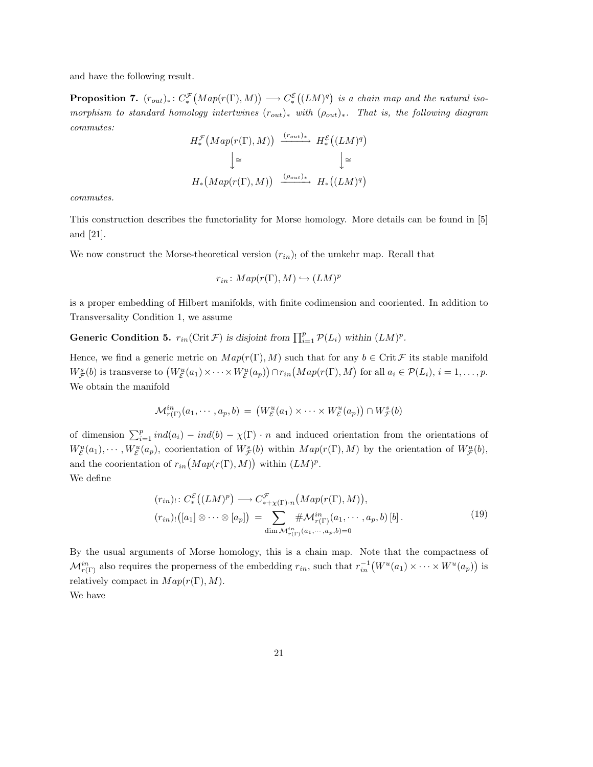and have the following result.

**Proposition 7.** *$(r_{out})_*\colon C^{\mathcal{F}}_*\big(Map(r(\Gamma), M)\big) \longrightarrow C^{\mathcal{E}}_*\big((LM)^q\big)$ is a chain map and the natural isomorphism to standard homology intertwines $(r_{out})_*$ with $(\rho_{out})_*$. That is, the following diagram commutes:*

$$\begin{array}{ccc}
H^{\mathcal{F}}_*\big(Map(r(\Gamma), M)\big) & \xrightarrow{(r_{out})_*} & H^{\mathcal{E}}_*\big((LM)^q\big) \\
\big\downarrow \cong & & \big\downarrow \cong \\
H_*\big(Map(r(\Gamma), M)\big) & \xrightarrow{(\rho_{out})_*} & H_*\big((LM)^q\big)
\end{array}$$

*commutes.*

This construction describes the functoriality for Morse homology. More details can be found in [5] and [21].

We now construct the Morse-theoretical version $(r_{in})_!$ of the umkehr map. Recall that

$$r_{in}\colon Map(r(\Gamma), M) \hookrightarrow (LM)^p$$

is a proper embedding of Hilbert manifolds, with finite codimension and cooriented. In addition to Transversality Condition 1, we assume

**Generic Condition 5.** *$r_{in}(\operatorname{Crit}\mathcal{F})$ is disjoint from $\prod_{i=1}^p \mathcal{P}(L_i)$ within $(LM)^p$.*

Hence, we find a generic metric on $Map(r(\Gamma), M)$ such that for any $b \in \operatorname{Crit}\mathcal{F}$ its stable manifold $W^s_{\mathcal{F}}(b)$ is transverse to $\big(W^u_{\mathcal{E}}(a_1) \times \cdots \times W^u_{\mathcal{E}}(a_p)\big) \cap r_{in}\big(Map(r(\Gamma), M\big)$ for all $a_i \in \mathcal{P}(L_i)$, $i = 1, \ldots, p$. We obtain the manifold

$$\mathcal{M}^{in}_{r(\Gamma)}(a_1, \cdots, a_p, b) \;=\; \big(W^u_{\mathcal{E}}(a_1) \times \cdots \times W^u_{\mathcal{E}}(a_p)\big) \cap W^s_{\mathcal{F}}(b)$$

of dimension $\sum_{i=1}^p ind(a_i) - ind(b) - \chi(\Gamma) \cdot n$ and induced orientation from the orientations of $W^u_{\mathcal{E}}(a_1), \cdots, W^u_{\mathcal{E}}(a_p)$, coorientation of $W^s_{\mathcal{F}}(b)$ within $Map(r(\Gamma), M)$ by the orientation of $W^u_{\mathcal{F}}(b)$, and the coorientation of $r_{in}\big(Map(r(\Gamma), M)\big)$ within $(LM)^p$.
We define

$$\begin{aligned}
&(r_{in})_!\colon C^{\mathcal{E}}_*\big((LM)^p\big) \longrightarrow C^{\mathcal{F}}_{*+\chi(\Gamma)\cdot n}\big(Map(r(\Gamma), M)\big), \\
&(r_{in})_!\big([a_1] \otimes \cdots \otimes [a_p]\big) \;=\; \sum_{\dim \mathcal{M}^{in}_{r(\Gamma)}(a_1, \cdots, a_p, b) = 0} \#\mathcal{M}^{in}_{r(\Gamma)}(a_1, \cdots, a_p, b)\,[b]\,.
\end{aligned} \tag{19}$$

By the usual arguments of Morse homology, this is a chain map. Note that the compactness of $\mathcal{M}^{in}_{r(\Gamma)}$ also requires the properness of the embedding $r_{in}$, such that $r_{in}^{-1}\big(W^u(a_1) \times \cdots \times W^u(a_p)\big)$ is relatively compact in $Map(r(\Gamma), M)$.
We have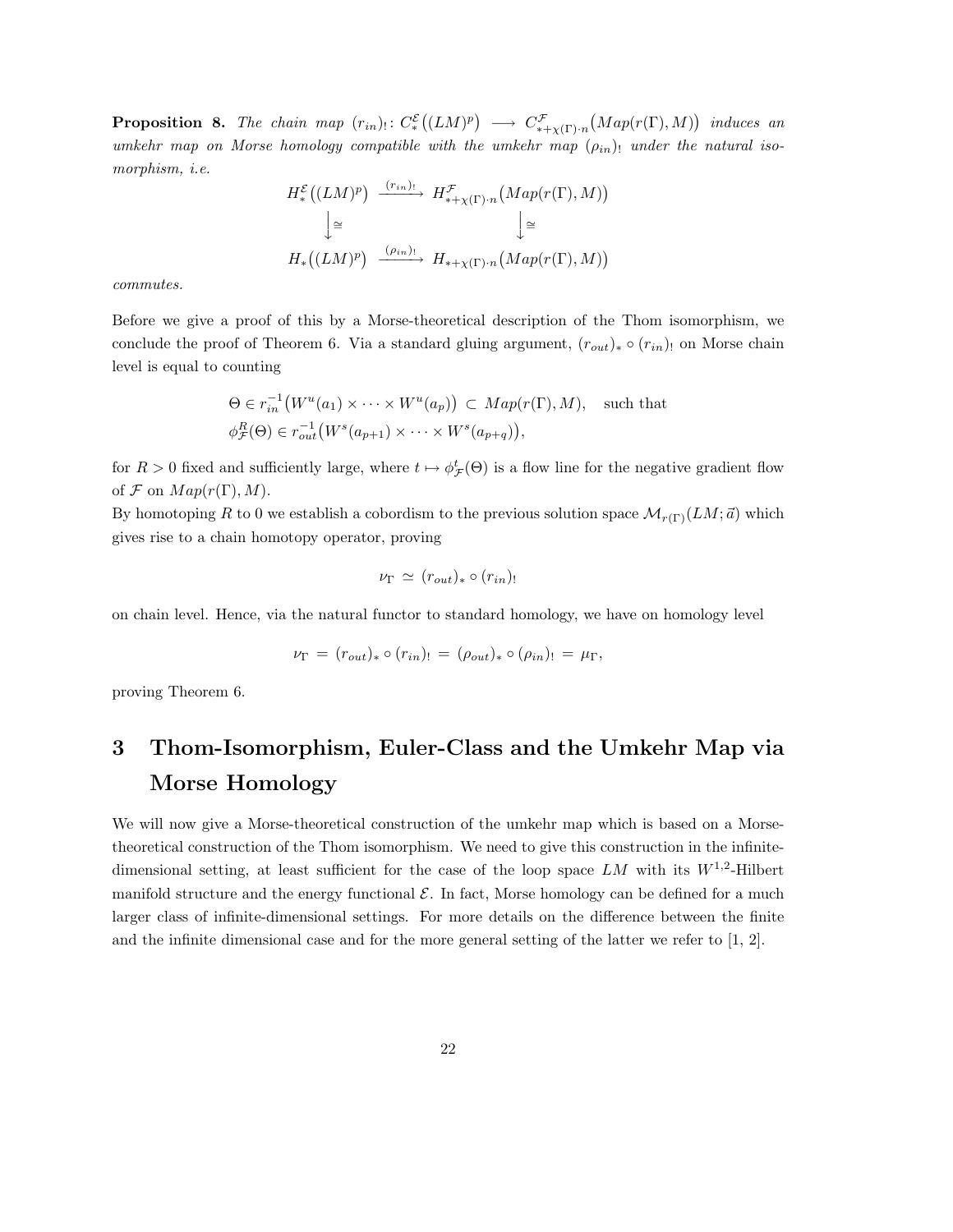**Proposition 8.** *The chain map* $(r_{in})_!\colon C_*^{\mathcal{E}}\big((LM)^p\big) \longrightarrow C^{\mathcal{F}}_{*+\chi(\Gamma)\cdot n}\big(Map(r(\Gamma),M)\big)$ *induces an umkehr map on Morse homology compatible with the umkehr map* $(\rho_{in})_!$ *under the natural isomorphism, i.e.*

$$
\begin{array}{ccc}
H_*^{\mathcal{E}}\big((LM)^p\big) & \xrightarrow{(r_{in})_!} & H^{\mathcal{F}}_{*+\chi(\Gamma)\cdot n}\big(Map(r(\Gamma),M)\big) \\
\downarrow \cong & & \downarrow \cong \\
H_*\big((LM)^p\big) & \xrightarrow{(\rho_{in})_!} & H_{*+\chi(\Gamma)\cdot n}\big(Map(r(\Gamma),M)\big)
\end{array}
$$

*commutes.*

Before we give a proof of this by a Morse-theoretical description of the Thom isomorphism, we conclude the proof of Theorem 6. Via a standard gluing argument, $(r_{out})_* \circ (r_{in})_!$ on Morse chain level is equal to counting

$$
\begin{aligned}
&\Theta \in r_{in}^{-1}\big(W^u(a_1)\times\cdots\times W^u(a_p)\big) \subset Map(r(\Gamma),M), \quad \text{such that} \\
&\phi^R_{\mathcal{F}}(\Theta) \in r_{out}^{-1}\big(W^s(a_{p+1})\times\cdots\times W^s(a_{p+q})\big),
\end{aligned}
$$

for $R > 0$ fixed and sufficiently large, where $t \mapsto \phi^t_{\mathcal{F}}(\Theta)$ is a flow line for the negative gradient flow of $\mathcal{F}$ on $Map(r(\Gamma),M)$.

By homotoping $R$ to $0$ we establish a cobordism to the previous solution space $\mathcal{M}_{r(\Gamma)}(LM;\vec{a})$ which gives rise to a chain homotopy operator, proving

$$
\nu_\Gamma \simeq (r_{out})_* \circ (r_{in})_!
$$

on chain level. Hence, via the natural functor to standard homology, we have on homology level

$$
\nu_\Gamma = (r_{out})_* \circ (r_{in})_! = (\rho_{out})_* \circ (\rho_{in})_! = \mu_\Gamma,
$$

proving Theorem 6.

# 3 Thom-Isomorphism, Euler-Class and the Umkehr Map via Morse Homology

We will now give a Morse-theoretical construction of the umkehr map which is based on a Morse-theoretical construction of the Thom isomorphism. We need to give this construction in the infinite-dimensional setting, at least sufficient for the case of the loop space $LM$ with its $W^{1,2}$-Hilbert manifold structure and the energy functional $\mathcal{E}$. In fact, Morse homology can be defined for a much larger class of infinite-dimensional settings. For more details on the difference between the finite and the infinite dimensional case and for the more general setting of the latter we refer to [1, 2].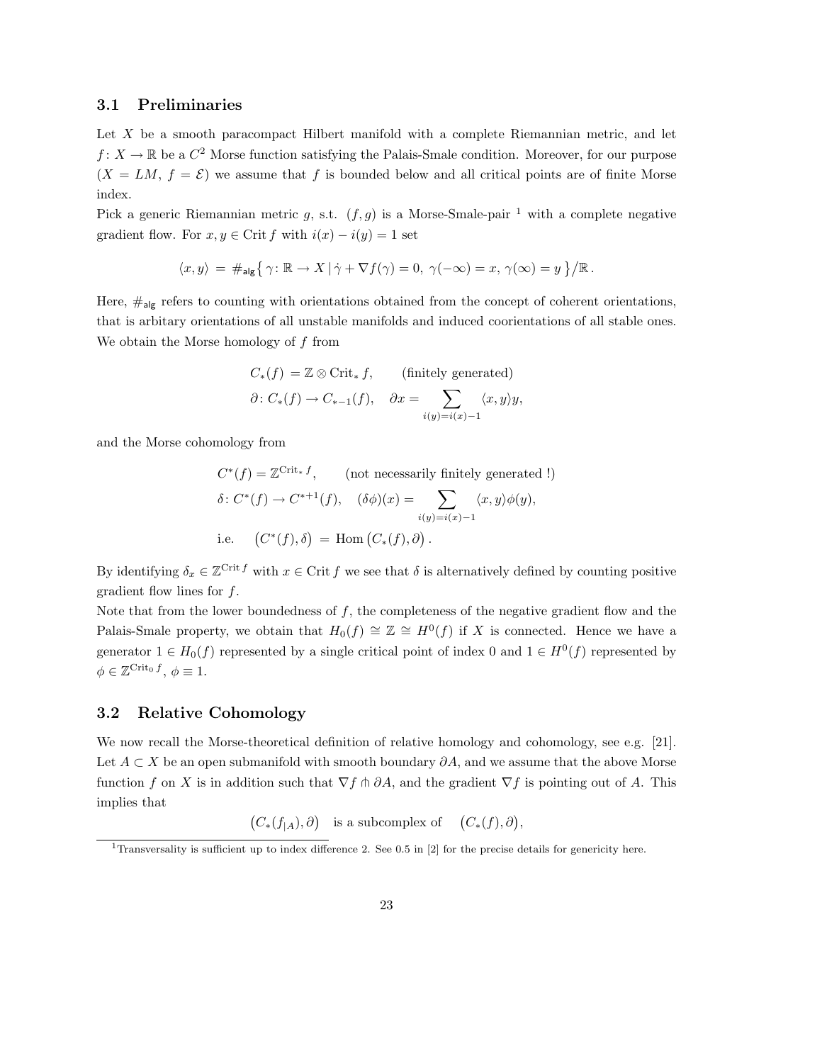### 3.1 Preliminaries

Let $X$ be a smooth paracompact Hilbert manifold with a complete Riemannian metric, and let $f\colon X \to \mathbb{R}$ be a $C^2$ Morse function satisfying the Palais-Smale condition. Moreover, for our purpose ($X = LM$, $f = \mathcal{E}$) we assume that $f$ is bounded below and all critical points are of finite Morse index.

Pick a generic Riemannian metric $g$, s.t. $(f, g)$ is a Morse-Smale-pair [1] with a complete negative gradient flow. For $x, y \in \operatorname{Crit} f$ with $i(x) - i(y) = 1$ set

$$\langle x, y \rangle \;=\; \#_{\mathsf{alg}} \big\{\, \gamma\colon \mathbb{R} \to X \,|\, \dot\gamma + \nabla f(\gamma) = 0,\ \gamma(-\infty) = x,\ \gamma(\infty) = y \,\big\} \big/ \mathbb{R}\,.$$

Here, $\#_{\mathsf{alg}}$ refers to counting with orientations obtained from the concept of coherent orientations, that is arbitary orientations of all unstable manifolds and induced coorientations of all stable ones. We obtain the Morse homology of $f$ from

$$\begin{aligned}
C_*(f) &= \mathbb{Z} \otimes \operatorname{Crit}_* f, \qquad \text{(finitely generated)}\\
\partial\colon C_*(f) \to C_{*-1}(f), &\quad \partial x = \sum_{i(y) = i(x) - 1} \langle x, y \rangle y,
\end{aligned}$$

and the Morse cohomology from

$$\begin{aligned}
&C^*(f) = \mathbb{Z}^{\operatorname{Crit}_* f}, \qquad \text{(not necessarily finitely generated !)}\\
&\delta\colon C^*(f) \to C^{*+1}(f), \quad (\delta\phi)(x) = \sum_{i(y) = i(x) - 1} \langle x, y \rangle \phi(y),\\
&\text{i.e.} \quad \big(C^*(f), \delta\big) \;=\; \operatorname{Hom}\big(C_*(f), \partial\big)\,.
\end{aligned}$$

By identifying $\delta_x \in \mathbb{Z}^{\operatorname{Crit} f}$ with $x \in \operatorname{Crit} f$ we see that $\delta$ is alternatively defined by counting positive gradient flow lines for $f$.

Note that from the lower boundedness of $f$, the completeness of the negative gradient flow and the Palais-Smale property, we obtain that $H_0(f) \cong \mathbb{Z} \cong H^0(f)$ if $X$ is connected. Hence we have a generator $1 \in H_0(f)$ represented by a single critical point of index 0 and $1 \in H^0(f)$ represented by $\phi \in \mathbb{Z}^{\operatorname{Crit}_0 f}$, $\phi \equiv 1$.

### 3.2 Relative Cohomology

We now recall the Morse-theoretical definition of relative homology and cohomology, see e.g. [21]. Let $A \subset X$ be an open submanifold with smooth boundary $\partial A$, and we assume that the above Morse function $f$ on $X$ is in addition such that $\nabla f \pitchfork \partial A$, and the gradient $\nabla f$ is pointing out of $A$. This implies that

$$\big(C_*(f_{|A}), \partial\big) \quad \text{is a subcomplex of} \quad \big(C_*(f), \partial\big),$$

[1] Transversality is sufficient up to index difference 2. See 0.5 in [2] for the precise details for genericity here.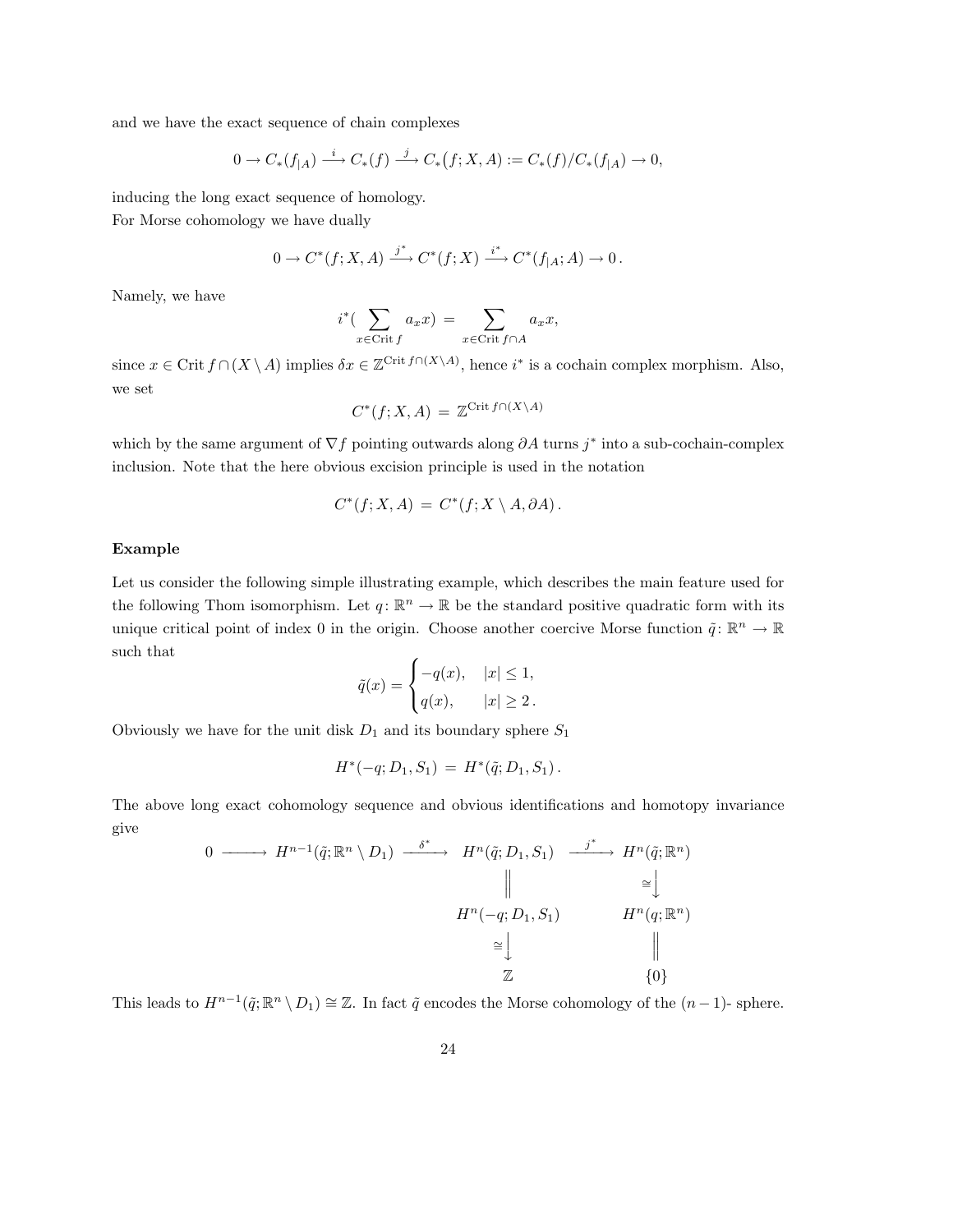and we have the exact sequence of chain complexes

$$0 \to C_*(f_{|A}) \xrightarrow{\ i\ } C_*(f) \xrightarrow{\ j\ } C_*\big(f; X, A\big) := C_*(f)/C_*(f_{|A}) \to 0,$$

inducing the long exact sequence of homology.

For Morse cohomology we have dually

$$0 \to C^*(f; X, A) \xrightarrow{\ j^*\ } C^*(f; X) \xrightarrow{\ i^*\ } C^*(f_{|A}; A) \to 0\,.$$

Namely, we have

$$i^*\Big( \sum_{x \in \operatorname{Crit} f} a_x x\Big) \;=\; \sum_{x \in \operatorname{Crit} f \cap A} a_x x,$$

since $x \in \operatorname{Crit} f \cap (X \setminus A)$ implies $\delta x \in \mathbb{Z}^{\operatorname{Crit} f \cap (X\setminus A)}$, hence $i^*$ is a cochain complex morphism. Also, we set

$$C^*(f; X, A) \;=\; \mathbb{Z}^{\operatorname{Crit} f \cap (X\setminus A)}$$

which by the same argument of $\nabla f$ pointing outwards along $\partial A$ turns $j^*$ into a sub-cochain-complex inclusion. Note that the here obvious excision principle is used in the notation

$$C^*(f; X, A) \;=\; C^*(f; X \setminus A, \partial A)\,.$$

**Example**

Let us consider the following simple illustrating example, which describes the main feature used for the following Thom isomorphism. Let $q\colon \mathbb{R}^n \to \mathbb{R}$ be the standard positive quadratic form with its unique critical point of index 0 in the origin. Choose another coercive Morse function $\tilde{q}\colon \mathbb{R}^n \to \mathbb{R}$ such that

$$\tilde{q}(x) = \begin{cases} -q(x), & |x| \leq 1, \\ q(x), & |x| \geq 2\,. \end{cases}$$

Obviously we have for the unit disk $D_1$ and its boundary sphere $S_1$

$$H^*(-q; D_1, S_1) \;=\; H^*(\tilde{q}; D_1, S_1)\,.$$

The above long exact cohomology sequence and obvious identifications and homotopy invariance give

$$\begin{array}{ccccccc}
0 & \longrightarrow & H^{n-1}(\tilde{q}; \mathbb{R}^n \setminus D_1) & \xrightarrow{\ \delta^*\ } & H^n(\tilde{q}; D_1, S_1) & \xrightarrow{\ j^*\ } & H^n(\tilde{q}; \mathbb{R}^n) \\
 & & & & \Vert & & \downarrow \cong \\
 & & & & H^n(-q; D_1, S_1) & & H^n(q; \mathbb{R}^n) \\
 & & & & \cong \downarrow & & \Vert \\
 & & & & \mathbb{Z} & & \{0\}
\end{array}$$

This leads to $H^{n-1}(\tilde{q}; \mathbb{R}^n \setminus D_1) \cong \mathbb{Z}$. In fact $\tilde{q}$ encodes the Morse cohomology of the $(n-1)$- sphere.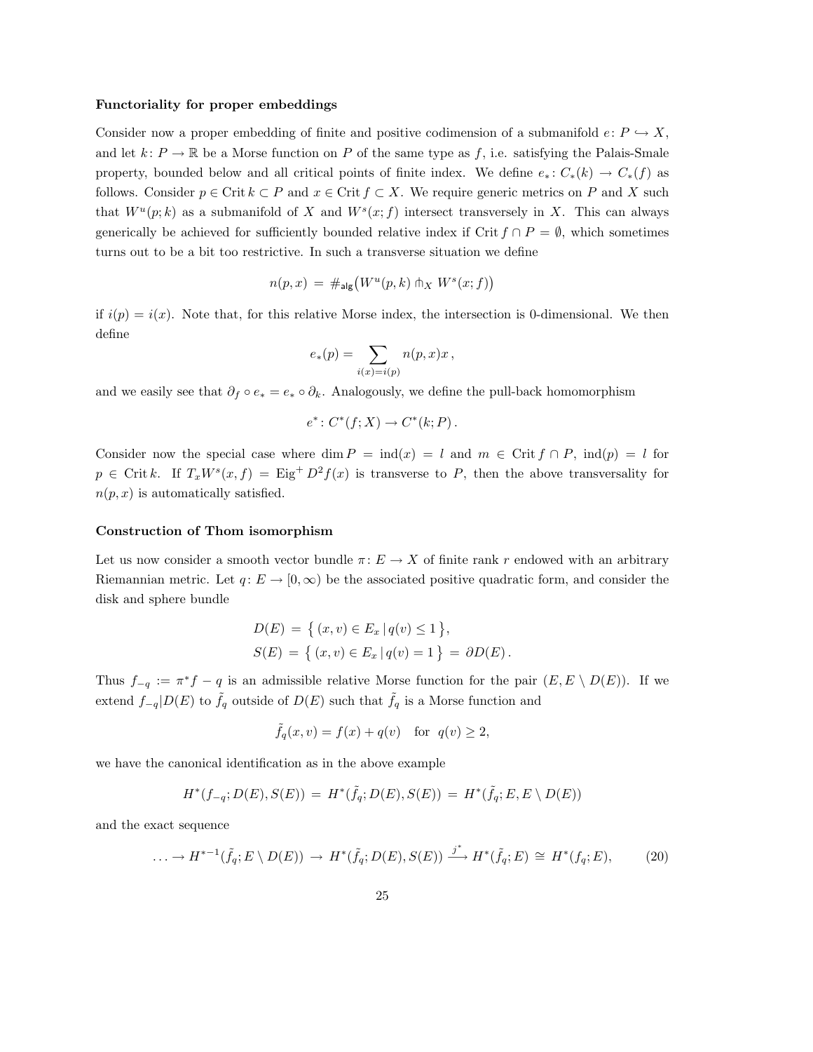**Functoriality for proper embeddings**

Consider now a proper embedding of finite and positive codimension of a submanifold $e\colon P \hookrightarrow X$, and let $k\colon P \to \mathbb{R}$ be a Morse function on $P$ of the same type as $f$, i.e. satisfying the Palais-Smale property, bounded below and all critical points of finite index. We define $e_*\colon C_*(k) \to C_*(f)$ as follows. Consider $p \in \operatorname{Crit} k \subset P$ and $x \in \operatorname{Crit} f \subset X$. We require generic metrics on $P$ and $X$ such that $W^u(p;k)$ as a submanifold of $X$ and $W^s(x;f)$ intersect transversely in $X$. This can always generically be achieved for sufficiently bounded relative index if $\operatorname{Crit} f \cap P = \emptyset$, which sometimes turns out to be a bit too restrictive. In such a transverse situation we define

$$n(p,x) \;=\; \#_{\mathsf{alg}}\big(W^u(p,k) \pitchfork_X W^s(x;f)\big)$$

if $i(p) = i(x)$. Note that, for this relative Morse index, the intersection is 0-dimensional. We then define

$$e_*(p) = \sum_{i(x)=i(p)} n(p,x)x\,,$$

and we easily see that $\partial_f \circ e_* = e_* \circ \partial_k$. Analogously, we define the pull-back homomorphism

$$e^*\colon C^*(f;X) \to C^*(k;P)\,.$$

Consider now the special case where $\dim P = \operatorname{ind}(x) = l$ and $m \in \operatorname{Crit} f \cap P$, $\operatorname{ind}(p) = l$ for $p \in \operatorname{Crit} k$. If $T_x W^s(x,f) = \operatorname{Eig}^+ D^2 f(x)$ is transverse to $P$, then the above transversality for $n(p,x)$ is automatically satisfied.

**Construction of Thom isomorphism**

Let us now consider a smooth vector bundle $\pi\colon E \to X$ of finite rank $r$ endowed with an arbitrary Riemannian metric. Let $q\colon E \to [0,\infty)$ be the associated positive quadratic form, and consider the disk and sphere bundle

$$\begin{aligned}
D(E) \;&=\; \big\{\,(x,v) \in E_x \,|\, q(v) \le 1\,\big\},\\
S(E) \;&=\; \big\{\,(x,v) \in E_x \,|\, q(v) = 1\,\big\} \;=\; \partial D(E)\,.
\end{aligned}$$

Thus $f_{-q} := \pi^* f - q$ is an admissible relative Morse function for the pair $(E, E\setminus D(E))$. If we extend $f_{-q}|D(E)$ to $\tilde{f}_q$ outside of $D(E)$ such that $\tilde{f}_q$ is a Morse function and

$$\tilde{f}_q(x,v) = f(x) + q(v) \quad \text{for} \;\; q(v) \ge 2,$$

we have the canonical identification as in the above example

$$H^*(f_{-q}; D(E), S(E)) \;=\; H^*(\tilde{f}_q; D(E), S(E)) \;=\; H^*(\tilde{f}_q; E, E\setminus D(E))$$

and the exact sequence

$$\ldots \to H^{*-1}(\tilde{f}_q; E\setminus D(E)) \;\to\; H^*(\tilde{f}_q; D(E), S(E)) \xrightarrow{\;j^*\;} H^*(\tilde{f}_q; E) \;\cong\; H^*(f_q; E), \tag{20}$$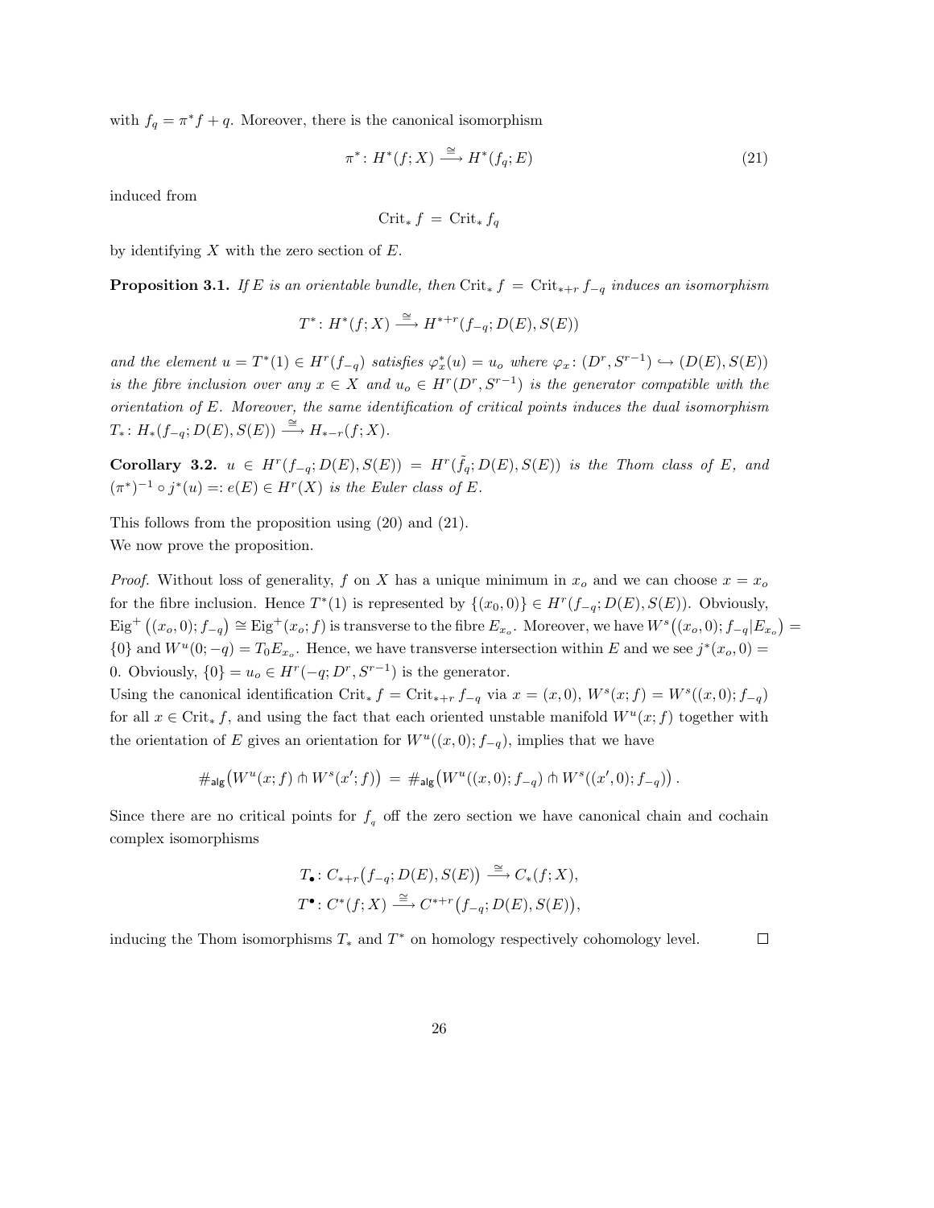with $f_q = \pi^* f + q$. Moreover, there is the canonical isomorphism

$$\pi^* \colon H^*(f; X) \xrightarrow{\cong} H^*(f_q; E) \tag{21}$$

induced from

$$\mathrm{Crit}_* f \;=\; \mathrm{Crit}_* f_q$$

by identifying $X$ with the zero section of $E$.

**Proposition 3.1.** *If $E$ is an orientable bundle, then $\mathrm{Crit}_* f \;=\; \mathrm{Crit}_{*+r} f_{-q}$ induces an isomorphism*

$$T^* \colon H^*(f; X) \xrightarrow{\cong} H^{*+r}(f_{-q}; D(E), S(E))$$

*and the element $u = T^*(1) \in H^r(f_{-q})$ satisfies $\varphi_x^*(u) = u_o$ where $\varphi_x \colon (D^r, S^{r-1}) \hookrightarrow (D(E), S(E))$ is the fibre inclusion over any $x \in X$ and $u_o \in H^r(D^r, S^{r-1})$ is the generator compatible with the orientation of $E$. Moreover, the same identification of critical points induces the dual isomorphism $T_* \colon H_*(f_{-q}; D(E), S(E)) \xrightarrow{\cong} H_{*-r}(f; X)$.*

**Corollary 3.2.** *$u \in H^r(f_{-q}; D(E), S(E)) = H^r(\tilde{f}_q; D(E), S(E))$ is the Thom class of $E$, and $(\pi^*)^{-1} \circ j^*(u) =: e(E) \in H^r(X)$ is the Euler class of $E$.*

This follows from the proposition using (20) and (21).
We now prove the proposition.

*Proof.* Without loss of generality, $f$ on $X$ has a unique minimum in $x_o$ and we can choose $x = x_o$ for the fibre inclusion. Hence $T^*(1)$ is represented by $\{(x_0, 0)\} \in H^r(f_{-q}; D(E), S(E))$. Obviously, $\mathrm{Eig}^+\big((x_o, 0); f_{-q}\big) \cong \mathrm{Eig}^+(x_o; f)$ is transverse to the fibre $E_{x_o}$. Moreover, we have $W^s\big((x_o, 0); f_{-q}|E_{x_o}\big) = \{0\}$ and $W^u(0; -q) = T_0 E_{x_o}$. Hence, we have transverse intersection within $E$ and we see $j^*(x_o, 0) = 0$. Obviously, $\{0\} = u_o \in H^r(-q; D^r, S^{r-1})$ is the generator.
Using the canonical identification $\mathrm{Crit}_* f = \mathrm{Crit}_{*+r} f_{-q}$ via $x = (x, 0)$, $W^s(x; f) = W^s((x, 0); f_{-q})$ for all $x \in \mathrm{Crit}_* f$, and using the fact that each oriented unstable manifold $W^u(x; f)$ together with the orientation of $E$ gives an orientation for $W^u((x, 0); f_{-q})$, implies that we have

$$\#_{\mathsf{alg}}\big(W^u(x; f) \pitchfork W^s(x'; f)\big) \;=\; \#_{\mathsf{alg}}\big(W^u((x, 0); f_{-q}) \pitchfork W^s((x', 0); f_{-q})\big)\,.$$

Since there are no critical points for $f_q$ off the zero section we have canonical chain and cochain complex isomorphisms

$$T_\bullet \colon C_{*+r}\big(f_{-q}; D(E), S(E)\big) \xrightarrow{\cong} C_*(f; X),$$
$$T^\bullet \colon C^*(f; X) \xrightarrow{\cong} C^{*+r}\big(f_{-q}; D(E), S(E)\big),$$

inducing the Thom isomorphisms $T_*$ and $T^*$ on homology respectively cohomology level. □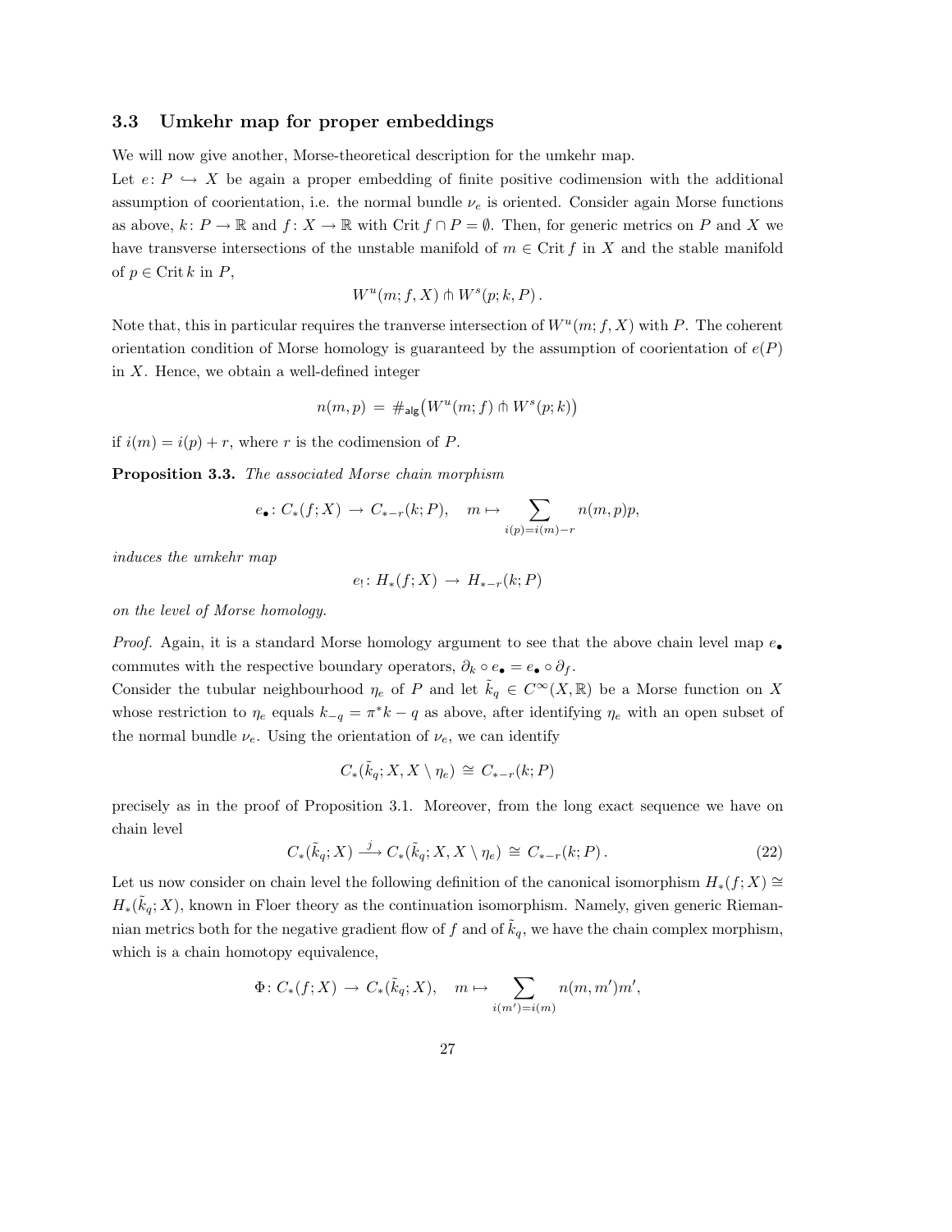### 3.3 Umkehr map for proper embeddings

We will now give another, Morse-theoretical description for the umkehr map.

Let $e\colon P \hookrightarrow X$ be again a proper embedding of finite positive codimension with the additional assumption of coorientation, i.e. the normal bundle $\nu_e$ is oriented. Consider again Morse functions as above, $k\colon P \to \mathbb{R}$ and $f\colon X \to \mathbb{R}$ with $\operatorname{Crit} f \cap P = \emptyset$. Then, for generic metrics on $P$ and $X$ we have transverse intersections of the unstable manifold of $m \in \operatorname{Crit} f$ in $X$ and the stable manifold of $p \in \operatorname{Crit} k$ in $P$,

$$W^u(m; f, X) \pitchfork W^s(p; k, P)\,.$$

Note that, this in particular requires the tranverse intersection of $W^u(m; f, X)$ with $P$. The coherent orientation condition of Morse homology is guaranteed by the assumption of coorientation of $e(P)$ in $X$. Hence, we obtain a well-defined integer

$$n(m,p) \;=\; \#_{\mathsf{alg}}\big(W^u(m; f) \pitchfork W^s(p; k)\big)$$

if $i(m) = i(p) + r$, where $r$ is the codimension of $P$.

**Proposition 3.3.** *The associated Morse chain morphism*

$$e_\bullet\colon C_*(f; X) \;\to\; C_{*-r}(k; P), \quad m \mapsto \sum_{i(p)=i(m)-r} n(m,p)p,$$

*induces the umkehr map*

$$e_!\colon H_*(f; X) \;\to\; H_{*-r}(k; P)$$

*on the level of Morse homology.*

*Proof.* Again, it is a standard Morse homology argument to see that the above chain level map $e_\bullet$ commutes with the respective boundary operators, $\partial_k \circ e_\bullet = e_\bullet \circ \partial_f$.

Consider the tubular neighbourhood $\eta_e$ of $P$ and let $\tilde{k}_q \in C^\infty(X, \mathbb{R})$ be a Morse function on $X$ whose restriction to $\eta_e$ equals $k_{-q} = \pi^* k - q$ as above, after identifying $\eta_e$ with an open subset of the normal bundle $\nu_e$. Using the orientation of $\nu_e$, we can identify

$$C_*(\tilde{k}_q; X, X \setminus \eta_e) \;\cong\; C_{*-r}(k; P)$$

precisely as in the proof of Proposition 3.1. Moreover, from the long exact sequence we have on chain level

$$C_*(\tilde{k}_q; X) \xrightarrow{\;j\;} C_*(\tilde{k}_q; X, X \setminus \eta_e) \;\cong\; C_{*-r}(k; P)\,. \tag{22}$$

Let us now consider on chain level the following definition of the canonical isomorphism $H_*(f; X) \cong H_*(\tilde{k}_q; X)$, known in Floer theory as the continuation isomorphism. Namely, given generic Riemannian metrics both for the negative gradient flow of $f$ and of $\tilde{k}_q$, we have the chain complex morphism, which is a chain homotopy equivalence,

$$\Phi\colon C_*(f; X) \;\to\; C_*(\tilde{k}_q; X), \quad m \mapsto \sum_{i(m')=i(m)} n(m, m')m',$$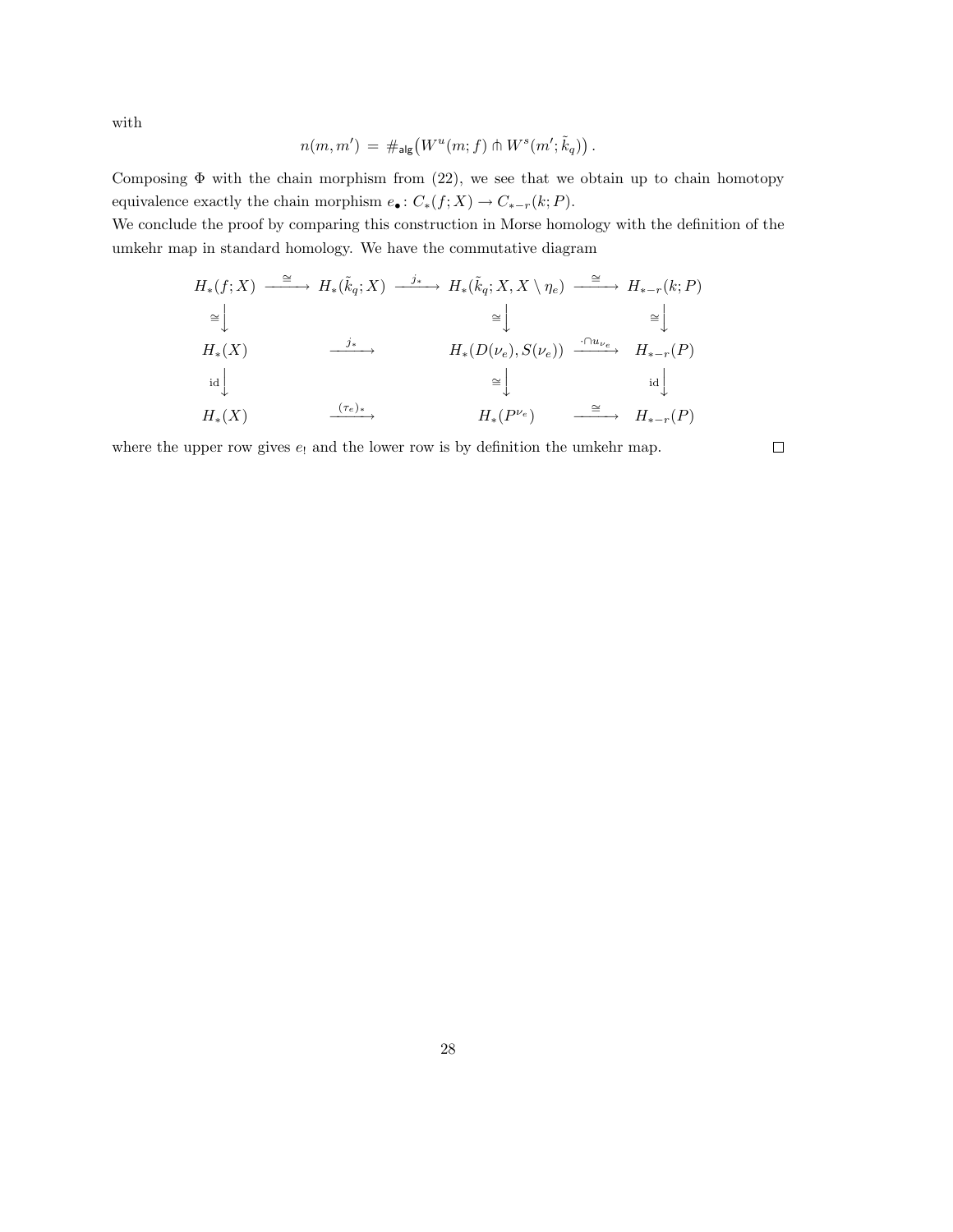with

$$n(m,m') \,=\, \#_{\mathsf{alg}}\big(W^u(m;f) \pitchfork W^s(m';\tilde{k}_q)\big)\,.$$

Composing $\Phi$ with the chain morphism from (22), we see that we obtain up to chain homotopy equivalence exactly the chain morphism $e_\bullet\colon C_*(f;X) \to C_{*-r}(k;P)$.

We conclude the proof by comparing this construction in Morse homology with the definition of the umkehr map in standard homology. We have the commutative diagram

$$\begin{array}{ccccccc}
H_*(f;X) & \xrightarrow{\cong} & H_*(\tilde{k}_q;X) & \xrightarrow{j_*} & H_*(\tilde{k}_q;X,X\setminus \eta_e) & \xrightarrow{\cong} & H_{*-r}(k;P) \\
\downarrow{\scriptstyle\cong} & & & & \downarrow{\scriptstyle\cong} & & \downarrow{\scriptstyle\cong} \\
H_*(X) & & \xrightarrow{j_*} & & H_*(D(\nu_e),S(\nu_e)) & \xrightarrow{\cdot\cap u_{\nu_e}} & H_{*-r}(P) \\
\downarrow{\scriptstyle\mathrm{id}} & & & & \downarrow{\scriptstyle\cong} & & \downarrow{\scriptstyle\mathrm{id}} \\
H_*(X) & & \xrightarrow{(\tau_e)_*} & & H_*(P^{\nu_e}) & \xrightarrow{\cong} & H_{*-r}(P)
\end{array}$$

where the upper row gives $e_!$ and the lower row is by definition the umkehr map. $\square$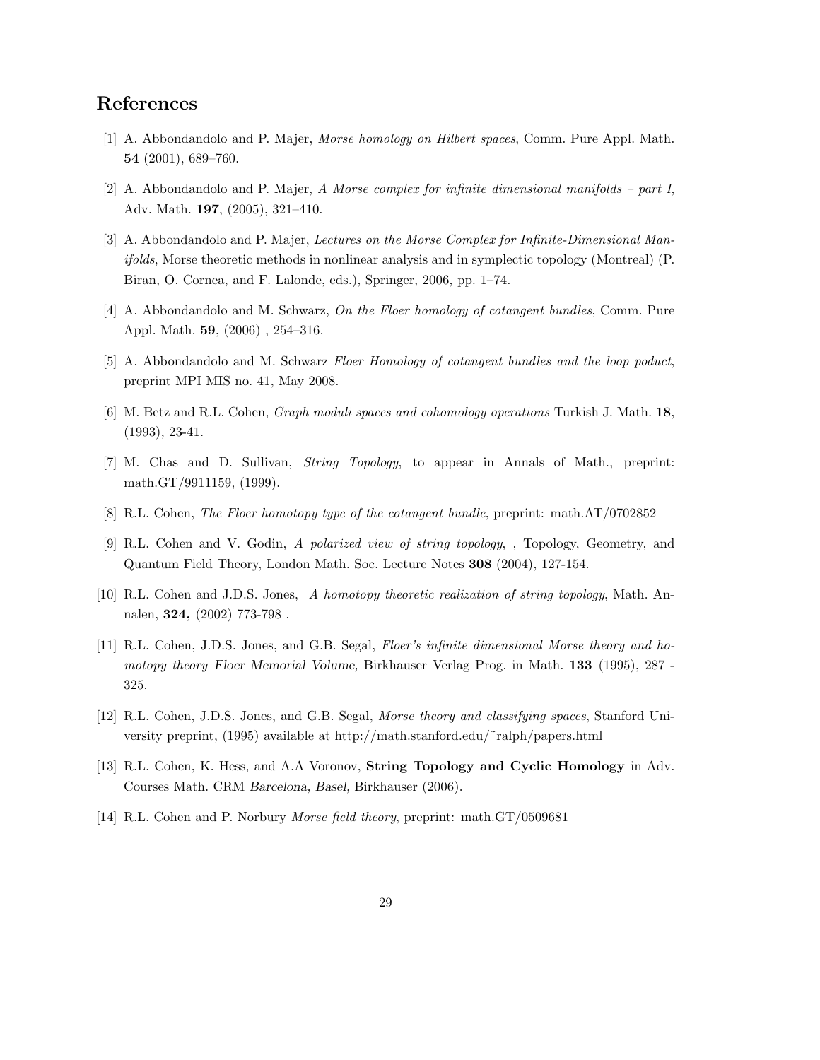## References

[1] A. Abbondandolo and P. Majer, *Morse homology on Hilbert spaces*, Comm. Pure Appl. Math. **54** (2001), 689–760.

[2] A. Abbondandolo and P. Majer, *A Morse complex for infinite dimensional manifolds – part I*, Adv. Math. **197**, (2005), 321–410.

[3] A. Abbondandolo and P. Majer, *Lectures on the Morse Complex for Infinite-Dimensional Manifolds*, Morse theoretic methods in nonlinear analysis and in symplectic topology (Montreal) (P. Biran, O. Cornea, and F. Lalonde, eds.), Springer, 2006, pp. 1–74.

[4] A. Abbondandolo and M. Schwarz, *On the Floer homology of cotangent bundles*, Comm. Pure Appl. Math. **59**, (2006) , 254–316.

[5] A. Abbondandolo and M. Schwarz *Floer Homology of cotangent bundles and the loop poduct*, preprint MPI MIS no. 41, May 2008.

[6] M. Betz and R.L. Cohen, *Graph moduli spaces and cohomology operations* Turkish J. Math. **18**, (1993), 23-41.

[7] M. Chas and D. Sullivan, *String Topology*, to appear in Annals of Math., preprint: math.GT/9911159, (1999).

[8] R.L. Cohen, *The Floer homotopy type of the cotangent bundle*, preprint: math.AT/0702852

[9] R.L. Cohen and V. Godin, *A polarized view of string topology*, , Topology, Geometry, and Quantum Field Theory, London Math. Soc. Lecture Notes **308** (2004), 127-154.

[10] R.L. Cohen and J.D.S. Jones, *A homotopy theoretic realization of string topology*, Math. Annalen, **324,** (2002) 773-798 .

[11] R.L. Cohen, J.D.S. Jones, and G.B. Segal, *Floer's infinite dimensional Morse theory and homotopy theory Floer Memorial Volume*, Birkhauser Verlag Prog. in Math. **133** (1995), 287 - 325.

[12] R.L. Cohen, J.D.S. Jones, and G.B. Segal, *Morse theory and classifying spaces*, Stanford University preprint, (1995) available at http://math.stanford.edu/˜ralph/papers.html

[13] R.L. Cohen, K. Hess, and A.A Voronov, **String Topology and Cyclic Homology** in Adv. Courses Math. CRM *Barcelona, Basel,* Birkhauser (2006).

[14] R.L. Cohen and P. Norbury *Morse field theory*, preprint: math.GT/0509681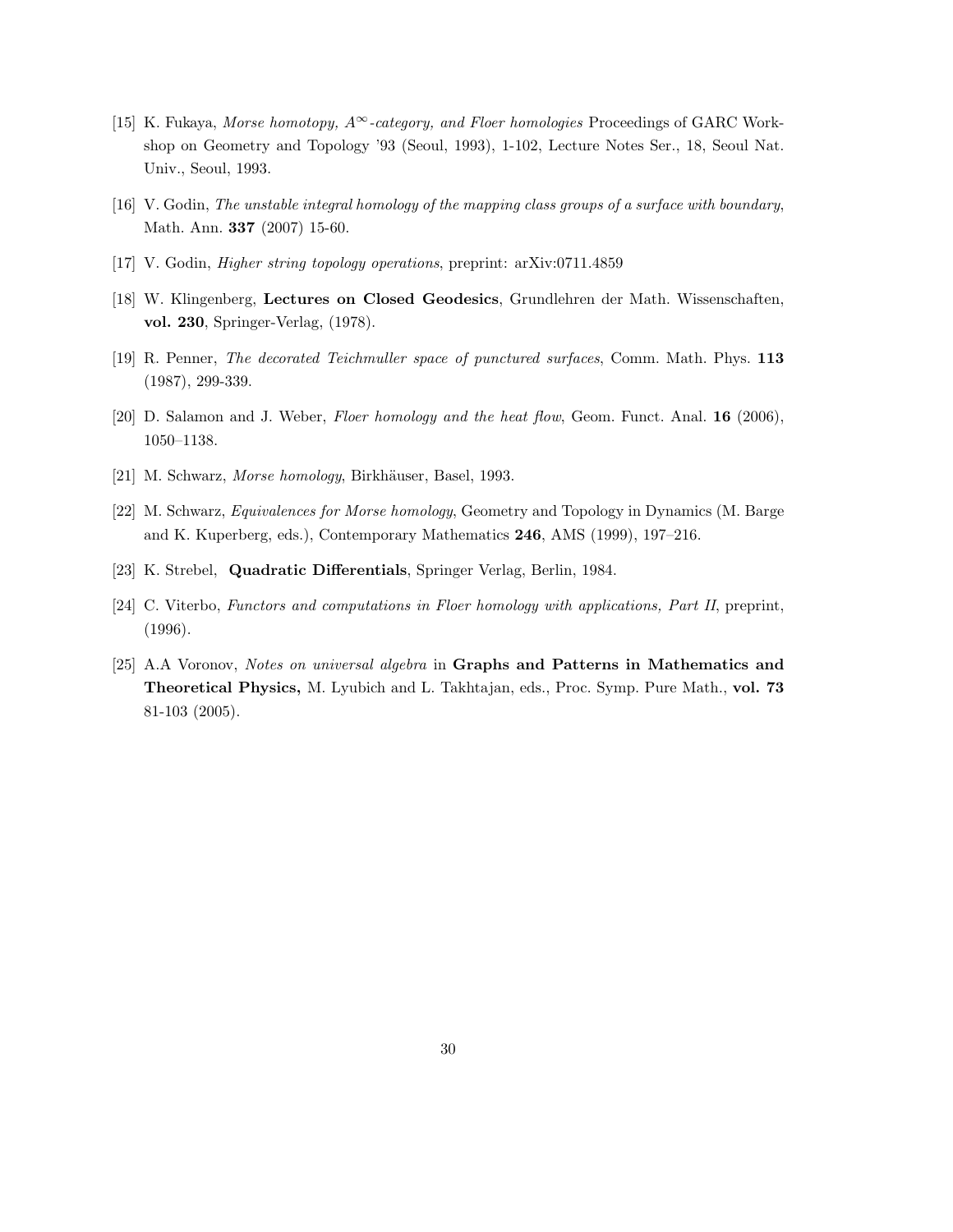[15] K. Fukaya, *Morse homotopy, $A^\infty$-category, and Floer homologies* Proceedings of GARC Workshop on Geometry and Topology '93 (Seoul, 1993), 1-102, Lecture Notes Ser., 18, Seoul Nat. Univ., Seoul, 1993.

[16] V. Godin, *The unstable integral homology of the mapping class groups of a surface with boundary*, Math. Ann. **337** (2007) 15-60.

[17] V. Godin, *Higher string topology operations*, preprint: arXiv:0711.4859

[18] W. Klingenberg, **Lectures on Closed Geodesics**, Grundlehren der Math. Wissenschaften, **vol. 230**, Springer-Verlag, (1978).

[19] R. Penner, *The decorated Teichmuller space of punctured surfaces*, Comm. Math. Phys. **113** (1987), 299-339.

[20] D. Salamon and J. Weber, *Floer homology and the heat flow*, Geom. Funct. Anal. **16** (2006), 1050–1138.

[21] M. Schwarz, *Morse homology*, Birkhäuser, Basel, 1993.

[22] M. Schwarz, *Equivalences for Morse homology*, Geometry and Topology in Dynamics (M. Barge and K. Kuperberg, eds.), Contemporary Mathematics **246**, AMS (1999), 197–216.

[23] K. Strebel, **Quadratic Differentials**, Springer Verlag, Berlin, 1984.

[24] C. Viterbo, *Functors and computations in Floer homology with applications, Part II*, preprint, (1996).

[25] A.A Voronov, *Notes on universal algebra* in **Graphs and Patterns in Mathematics and Theoretical Physics,** M. Lyubich and L. Takhtajan, eds., Proc. Symp. Pure Math., **vol. 73** 81-103 (2005).